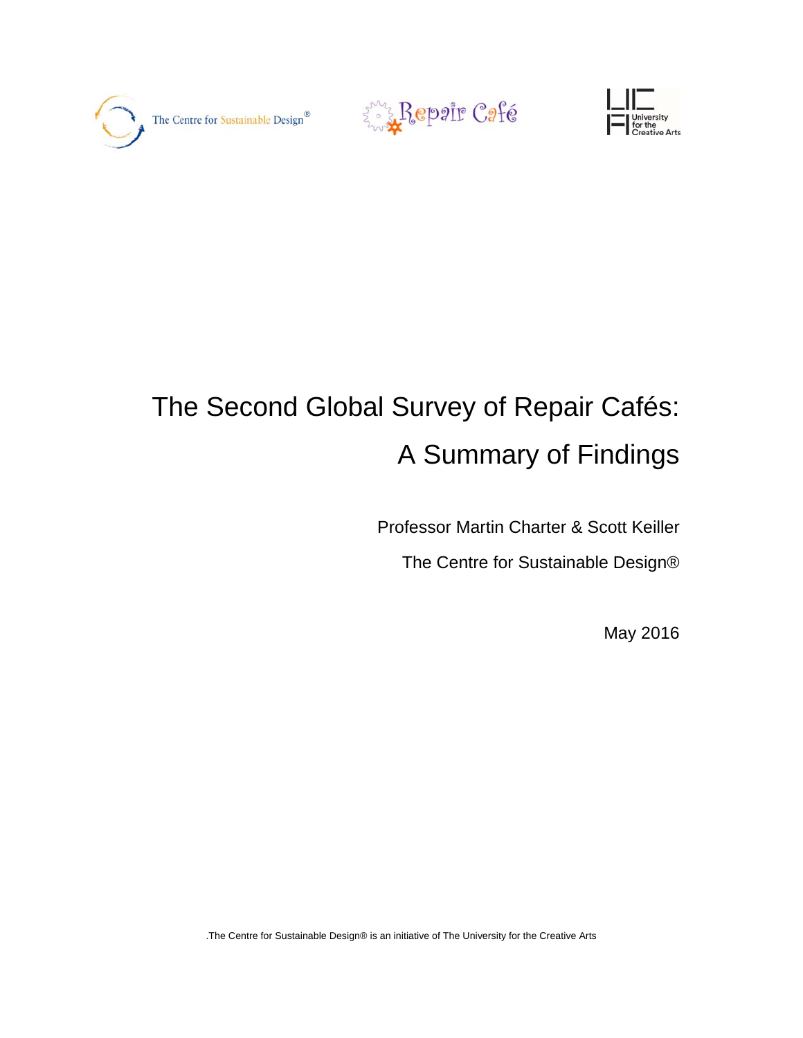The Centre for Sustainable Design®

Repair Café

University for the Creative Arts

# The Second Global Survey of Repair Cafés: A Summary of Findings

Professor Martin Charter & Scott Keiller

The Centre for Sustainable Design®

May 2016

.The Centre for Sustainable Design® is an initiative of The University for the Creative Arts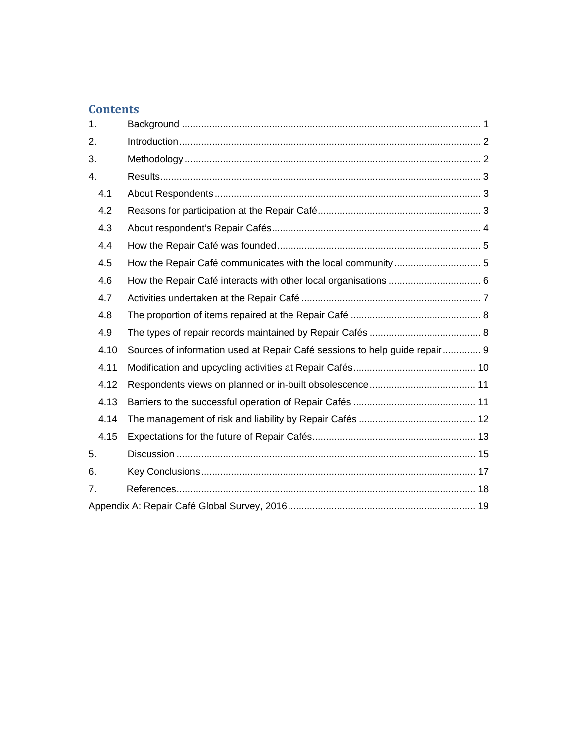## Contents

1. Background ........................................................................................................... 1
2. Introduction ........................................................................................................... 2
3. Methodology ........................................................................................................... 2
4. Results ........................................................................................................... 3
   - 4.1 About Respondents ........................................................................................................... 3
   - 4.2 Reasons for participation at the Repair Café ........................................................................................................... 3
   - 4.3 About respondent's Repair Cafés ........................................................................................................... 4
   - 4.4 How the Repair Café was founded ........................................................................................................... 5
   - 4.5 How the Repair Café communicates with the local community ........................................................................................................... 5
   - 4.6 How the Repair Café interacts with other local organisations ........................................................................................................... 6
   - 4.7 Activities undertaken at the Repair Café ........................................................................................................... 7
   - 4.8 The proportion of items repaired at the Repair Café ........................................................................................................... 8
   - 4.9 The types of repair records maintained by Repair Cafés ........................................................................................................... 8
   - 4.10 Sources of information used at Repair Café sessions to help guide repair ........................................................................................................... 9
   - 4.11 Modification and upcycling activities at Repair Cafés ........................................................................................................... 10
   - 4.12 Respondents views on planned or in-built obsolescence ........................................................................................................... 11
   - 4.13 Barriers to the successful operation of Repair Cafés ........................................................................................................... 11
   - 4.14 The management of risk and liability by Repair Cafés ........................................................................................................... 12
   - 4.15 Expectations for the future of Repair Cafés ........................................................................................................... 13
5. Discussion ........................................................................................................... 15
6. Key Conclusions ........................................................................................................... 17
7. References ........................................................................................................... 18

Appendix A: Repair Café Global Survey, 2016 ........................................................................................................... 19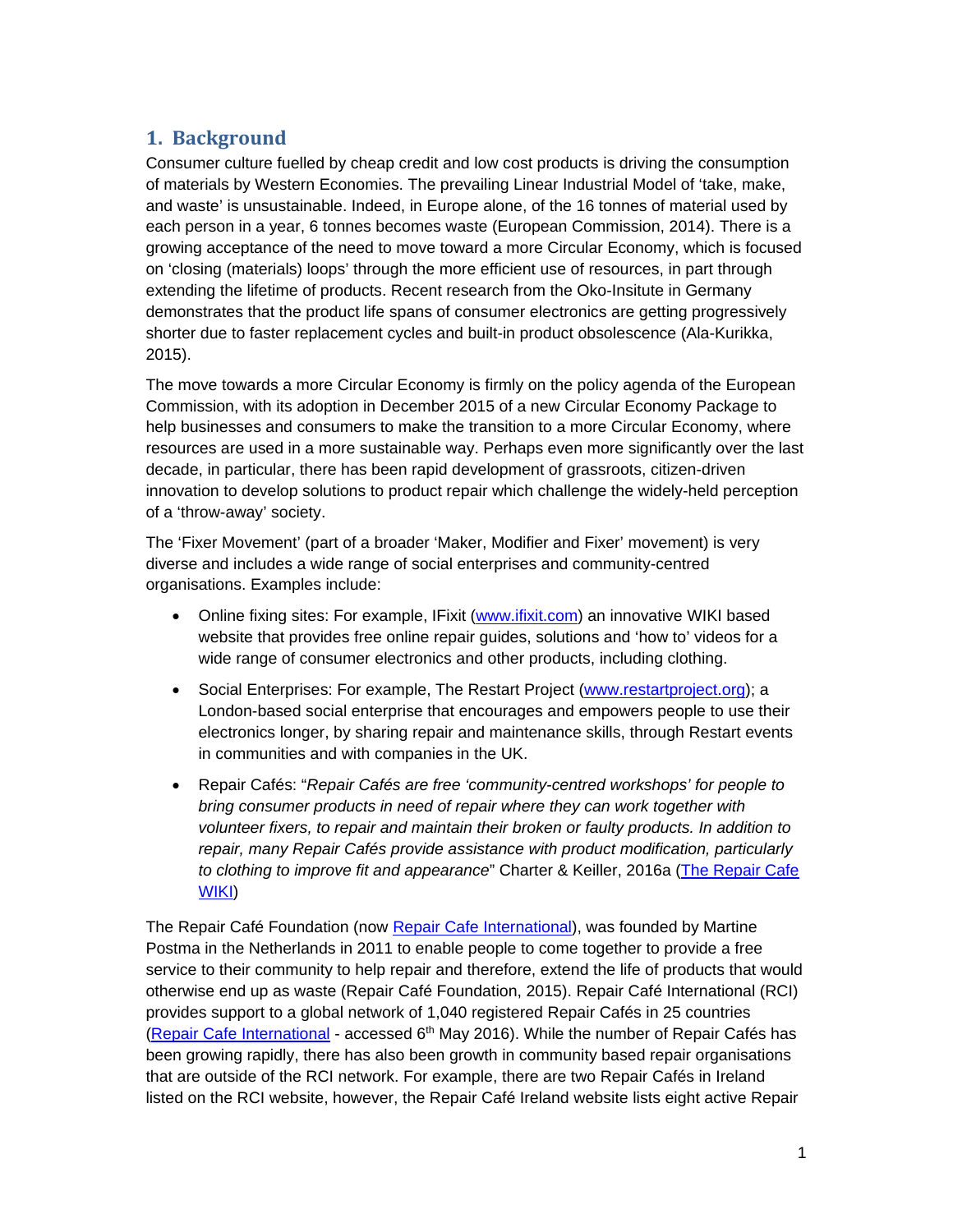## 1. Background

Consumer culture fuelled by cheap credit and low cost products is driving the consumption of materials by Western Economies. The prevailing Linear Industrial Model of 'take, make, and waste' is unsustainable. Indeed, in Europe alone, of the 16 tonnes of material used by each person in a year, 6 tonnes becomes waste (European Commission, 2014). There is a growing acceptance of the need to move toward a more Circular Economy, which is focused on 'closing (materials) loops' through the more efficient use of resources, in part through extending the lifetime of products. Recent research from the Oko-Insitute in Germany demonstrates that the product life spans of consumer electronics are getting progressively shorter due to faster replacement cycles and built-in product obsolescence (Ala-Kurikka, 2015).

The move towards a more Circular Economy is firmly on the policy agenda of the European Commission, with its adoption in December 2015 of a new Circular Economy Package to help businesses and consumers to make the transition to a more Circular Economy, where resources are used in a more sustainable way. Perhaps even more significantly over the last decade, in particular, there has been rapid development of grassroots, citizen-driven innovation to develop solutions to product repair which challenge the widely-held perception of a 'throw-away' society.

The 'Fixer Movement' (part of a broader 'Maker, Modifier and Fixer' movement) is very diverse and includes a wide range of social enterprises and community-centred organisations. Examples include:

- Online fixing sites: For example, IFixit ([www.ifixit.com](www.ifixit.com)) an innovative WIKI based website that provides free online repair guides, solutions and 'how to' videos for a wide range of consumer electronics and other products, including clothing.
- Social Enterprises: For example, The Restart Project ([www.restartproject.org](www.restartproject.org)); a London-based social enterprise that encourages and empowers people to use their electronics longer, by sharing repair and maintenance skills, through Restart events in communities and with companies in the UK.
- Repair Cafés: "*Repair Cafés are free 'community-centred workshops' for people to bring consumer products in need of repair where they can work together with volunteer fixers, to repair and maintain their broken or faulty products. In addition to repair, many Repair Cafés provide assistance with product modification, particularly to clothing to improve fit and appearance*" Charter & Keiller, 2016a (The Repair Cafe WIKI)

The Repair Café Foundation (now Repair Cafe International), was founded by Martine Postma in the Netherlands in 2011 to enable people to come together to provide a free service to their community to help repair and therefore, extend the life of products that would otherwise end up as waste (Repair Café Foundation, 2015). Repair Café International (RCI) provides support to a global network of 1,040 registered Repair Cafés in 25 countries (Repair Cafe International - accessed 6th May 2016). While the number of Repair Cafés has been growing rapidly, there has also been growth in community based repair organisations that are outside of the RCI network. For example, there are two Repair Cafés in Ireland listed on the RCI website, however, the Repair Café Ireland website lists eight active Repair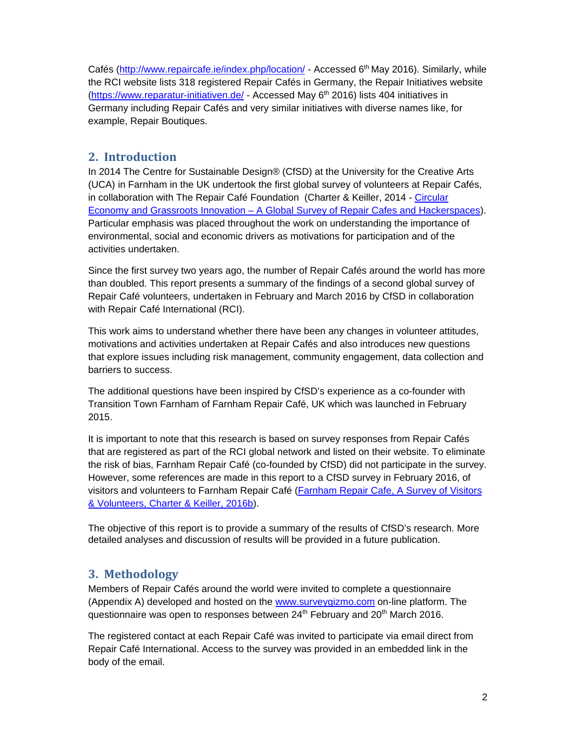Cafés (http://www.repaircafe.ie/index.php/location/ - Accessed 6th May 2016). Similarly, while the RCI website lists 318 registered Repair Cafés in Germany, the Repair Initiatives website (https://www.reparatur-initiativen.de/ - Accessed May 6th 2016) lists 404 initiatives in Germany including Repair Cafés and very similar initiatives with diverse names like, for example, Repair Boutiques.

## 2. Introduction

In 2014 The Centre for Sustainable Design® (CfSD) at the University for the Creative Arts (UCA) in Farnham in the UK undertook the first global survey of volunteers at Repair Cafés, in collaboration with The Repair Café Foundation (Charter & Keiller, 2014 - Circular Economy and Grassroots Innovation – A Global Survey of Repair Cafes and Hackerspaces). Particular emphasis was placed throughout the work on understanding the importance of environmental, social and economic drivers as motivations for participation and of the activities undertaken.

Since the first survey two years ago, the number of Repair Cafés around the world has more than doubled. This report presents a summary of the findings of a second global survey of Repair Café volunteers, undertaken in February and March 2016 by CfSD in collaboration with Repair Café International (RCI).

This work aims to understand whether there have been any changes in volunteer attitudes, motivations and activities undertaken at Repair Cafés and also introduces new questions that explore issues including risk management, community engagement, data collection and barriers to success.

The additional questions have been inspired by CfSD's experience as a co-founder with Transition Town Farnham of Farnham Repair Café, UK which was launched in February 2015.

It is important to note that this research is based on survey responses from Repair Cafés that are registered as part of the RCI global network and listed on their website. To eliminate the risk of bias, Farnham Repair Café (co-founded by CfSD) did not participate in the survey. However, some references are made in this report to a CfSD survey in February 2016, of visitors and volunteers to Farnham Repair Café (Farnham Repair Cafe, A Survey of Visitors & Volunteers, Charter & Keiller, 2016b).

The objective of this report is to provide a summary of the results of CfSD's research. More detailed analyses and discussion of results will be provided in a future publication.

## 3. Methodology

Members of Repair Cafés around the world were invited to complete a questionnaire (Appendix A) developed and hosted on the www.surveygizmo.com on-line platform. The questionnaire was open to responses between 24th February and 20th March 2016.

The registered contact at each Repair Café was invited to participate via email direct from Repair Café International. Access to the survey was provided in an embedded link in the body of the email.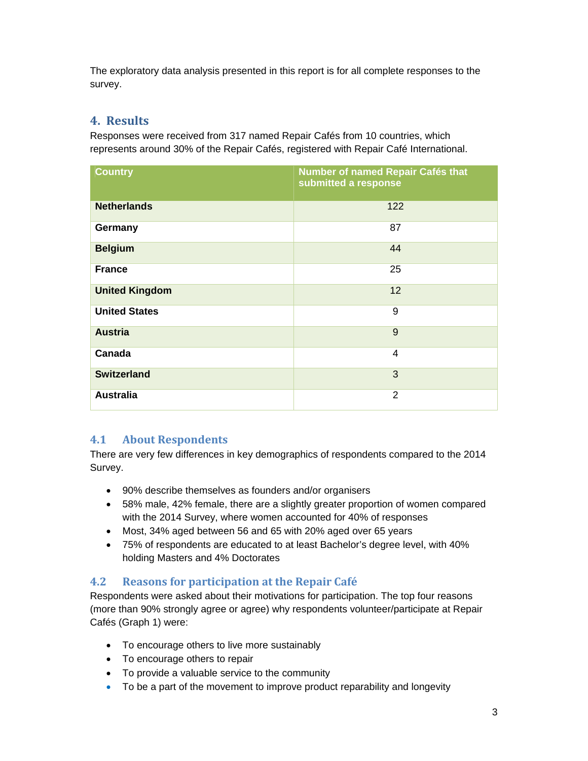The exploratory data analysis presented in this report is for all complete responses to the survey.

## 4. Results

Responses were received from 317 named Repair Cafés from 10 countries, which represents around 30% of the Repair Cafés, registered with Repair Café International.

| Country | Number of named Repair Cafés that submitted a response |
|---|---|
| **Netherlands** | 122 |
| **Germany** | 87 |
| **Belgium** | 44 |
| **France** | 25 |
| **United Kingdom** | 12 |
| **United States** | 9 |
| **Austria** | 9 |
| **Canada** | 4 |
| **Switzerland** | 3 |
| **Australia** | 2 |

### 4.1 About Respondents

There are very few differences in key demographics of respondents compared to the 2014 Survey.

- 90% describe themselves as founders and/or organisers
- 58% male, 42% female, there are a slightly greater proportion of women compared with the 2014 Survey, where women accounted for 40% of responses
- Most, 34% aged between 56 and 65 with 20% aged over 65 years
- 75% of respondents are educated to at least Bachelor's degree level, with 40% holding Masters and 4% Doctorates

### 4.2 Reasons for participation at the Repair Café

Respondents were asked about their motivations for participation. The top four reasons (more than 90% strongly agree or agree) why respondents volunteer/participate at Repair Cafés (Graph 1) were:

- To encourage others to live more sustainably
- To encourage others to repair
- To provide a valuable service to the community
- To be a part of the movement to improve product reparability and longevity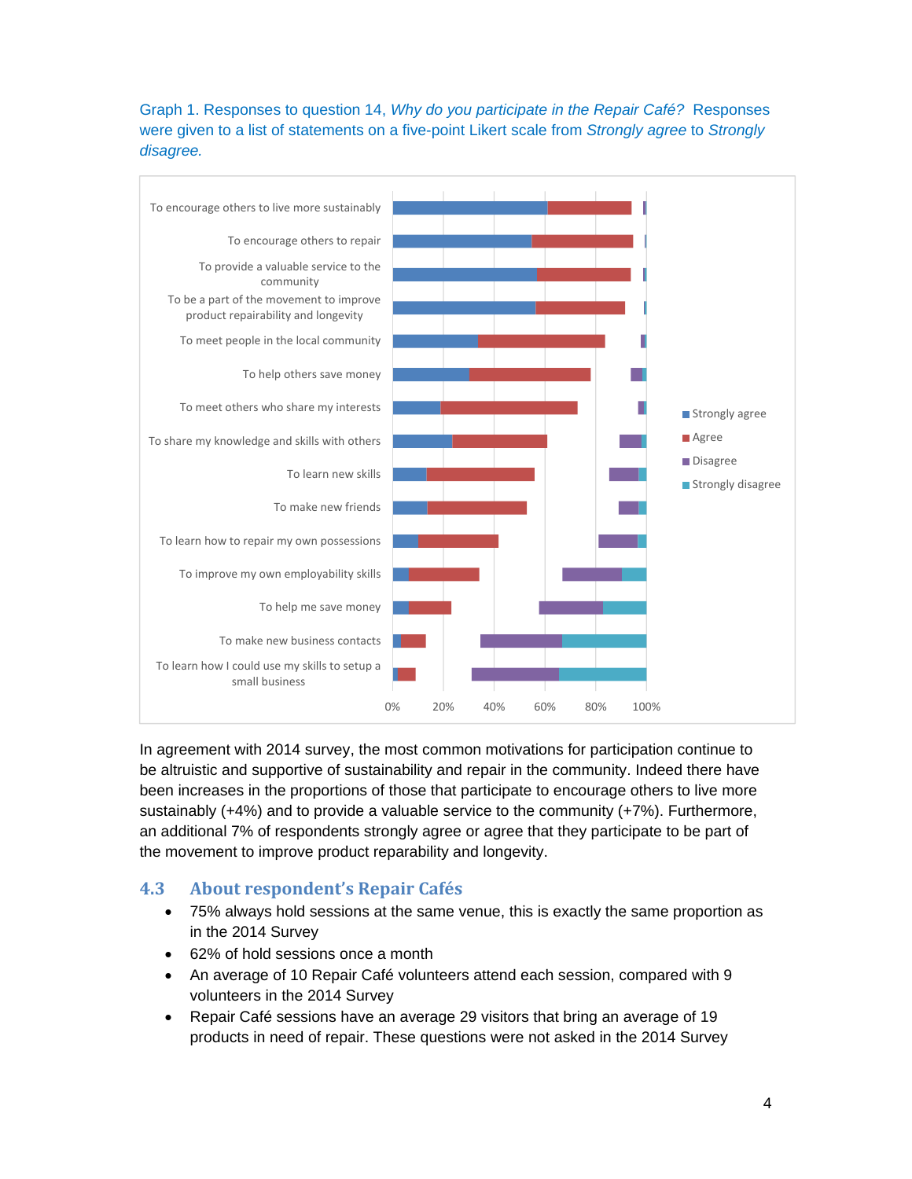Graph 1. Responses to question 14, *Why do you participate in the Repair Café?* Responses were given to a list of statements on a five-point Likert scale from *Strongly agree* to *Strongly disagree.*

In agreement with 2014 survey, the most common motivations for participation continue to be altruistic and supportive of sustainability and repair in the community. Indeed there have been increases in the proportions of those that participate to encourage others to live more sustainably (+4%) and to provide a valuable service to the community (+7%). Furthermore, an additional 7% of respondents strongly agree or agree that they participate to be part of the movement to improve product reparability and longevity.

## 4.3 About respondent's Repair Cafés

- 75% always hold sessions at the same venue, this is exactly the same proportion as in the 2014 Survey
- 62% of hold sessions once a month
- An average of 10 Repair Café volunteers attend each session, compared with 9 volunteers in the 2014 Survey
- Repair Café sessions have an average 29 visitors that bring an average of 19 products in need of repair. These questions were not asked in the 2014 Survey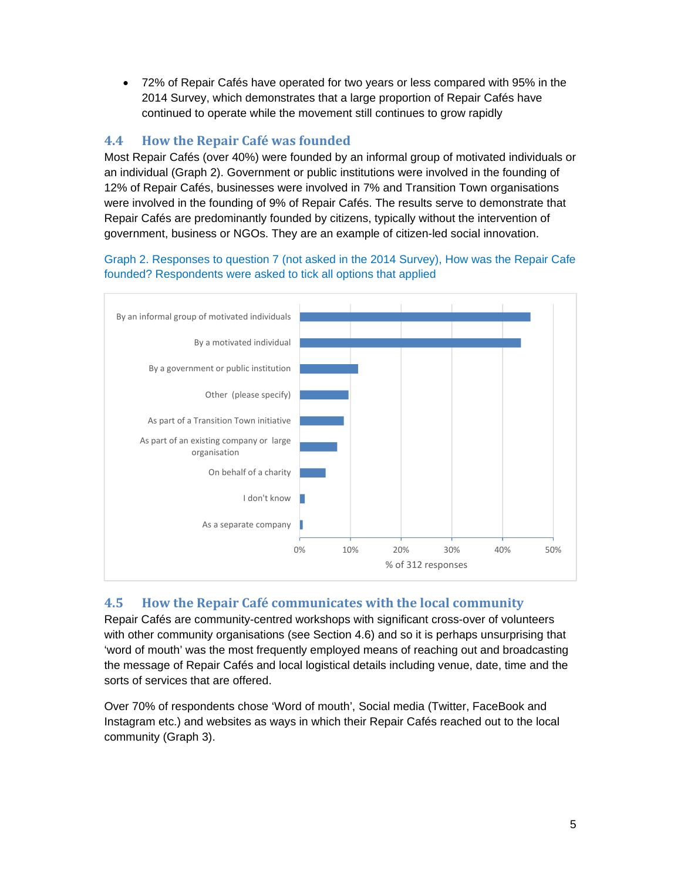- 72% of Repair Cafés have operated for two years or less compared with 95% in the 2014 Survey, which demonstrates that a large proportion of Repair Cafés have continued to operate while the movement still continues to grow rapidly

## 4.4 How the Repair Café was founded

Most Repair Cafés (over 40%) were founded by an informal group of motivated individuals or an individual (Graph 2). Government or public institutions were involved in the founding of 12% of Repair Cafés, businesses were involved in 7% and Transition Town organisations were involved in the founding of 9% of Repair Cafés. The results serve to demonstrate that Repair Cafés are predominantly founded by citizens, typically without the intervention of government, business or NGOs. They are an example of citizen-led social innovation.

Graph 2. Responses to question 7 (not asked in the 2014 Survey), How was the Repair Cafe founded? Respondents were asked to tick all options that applied

| How was the Repair Cafe founded? | % of 312 responses (approx.) |
|---|---|
| By an informal group of motivated individuals | 45% |
| By a motivated individual | 44% |
| By a government or public institution | 11% |
| Other (please specify) | 10% |
| As part of a Transition Town initiative | 9% |
| As part of an existing company or large organisation | 7% |
| On behalf of a charity | 5% |
| I don't know | 1% |
| As a separate company | 1% |

## 4.5 How the Repair Café communicates with the local community

Repair Cafés are community-centred workshops with significant cross-over of volunteers with other community organisations (see Section 4.6) and so it is perhaps unsurprising that 'word of mouth' was the most frequently employed means of reaching out and broadcasting the message of Repair Cafés and local logistical details including venue, date, time and the sorts of services that are offered.

Over 70% of respondents chose 'Word of mouth', Social media (Twitter, FaceBook and Instagram etc.) and websites as ways in which their Repair Cafés reached out to the local community (Graph 3).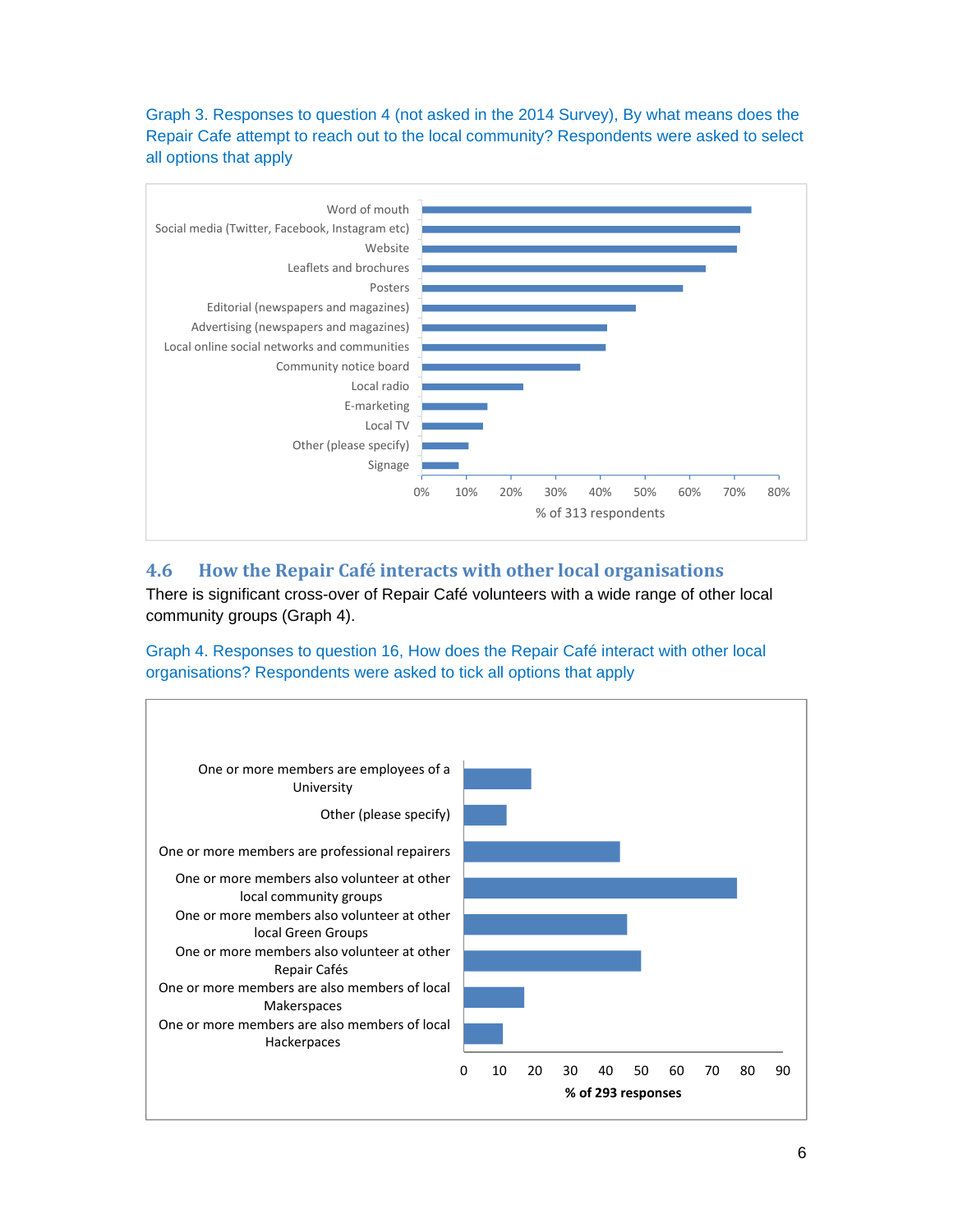Graph 3. Responses to question 4 (not asked in the 2014 Survey), By what means does the Repair Cafe attempt to reach out to the local community? Respondents were asked to select all options that apply

Word of mouth
Social media (Twitter, Facebook, Instagram etc)
Website
Leaflets and brochures
Posters
Editorial (newspapers and magazines)
Advertising (newspapers and magazines)
Local online social networks and communities
Community notice board
Local radio
E-marketing
Local TV
Other (please specify)
Signage

0% 10% 20% 30% 40% 50% 60% 70% 80%

% of 313 respondents

## 4.6 How the Repair Café interacts with other local organisations

There is significant cross-over of Repair Café volunteers with a wide range of other local community groups (Graph 4).

Graph 4. Responses to question 16, How does the Repair Café interact with other local organisations? Respondents were asked to tick all options that apply

One or more members are employees of a University
Other (please specify)
One or more members are professional repairers
One or more members also volunteer at other local community groups
One or more members also volunteer at other local Green Groups
One or more members also volunteer at other Repair Cafés
One or more members are also members of local Makerspaces
One or more members are also members of local Hackerpaces

0 10 20 30 40 50 60 70 80 90

**% of 293 responses**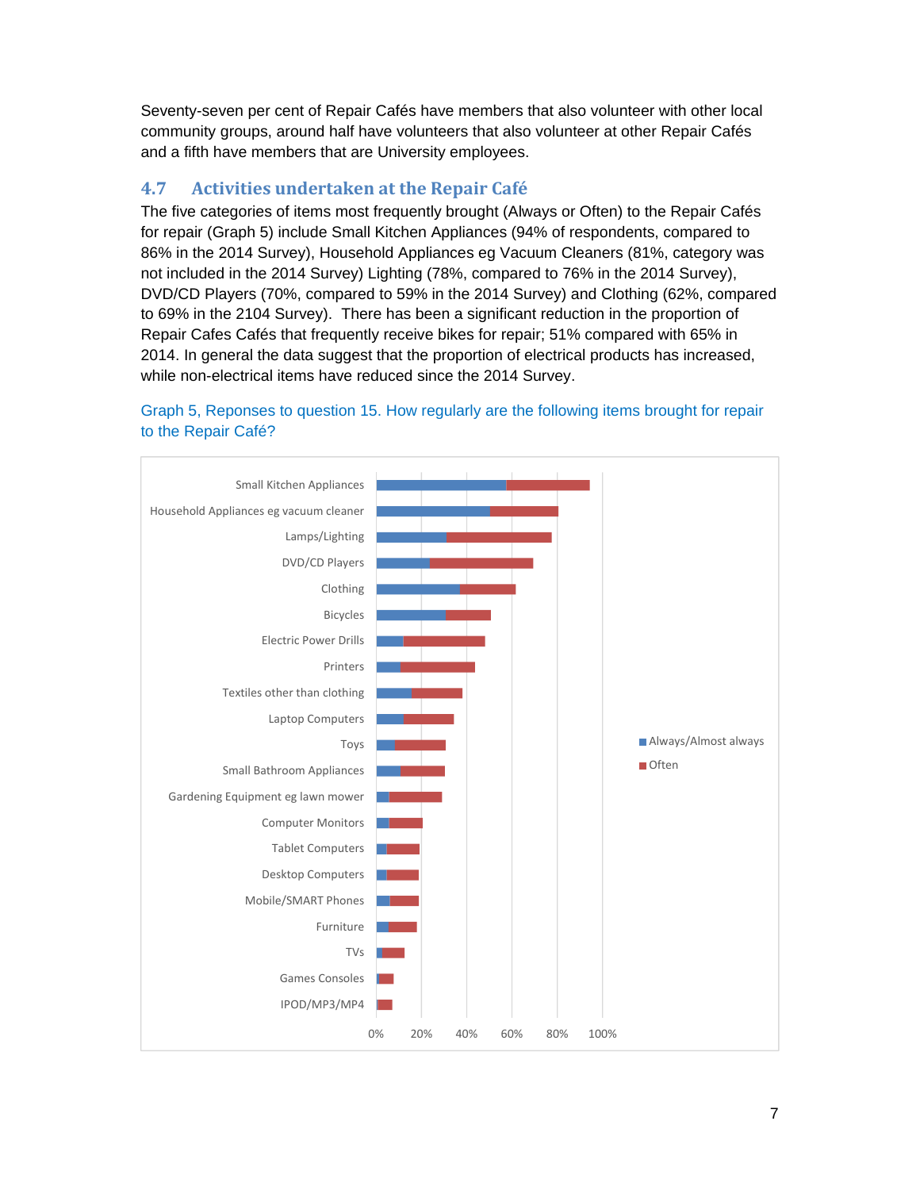Seventy-seven per cent of Repair Cafés have members that also volunteer with other local community groups, around half have volunteers that also volunteer at other Repair Cafés and a fifth have members that are University employees.

## 4.7 Activities undertaken at the Repair Café

The five categories of items most frequently brought (Always or Often) to the Repair Cafés for repair (Graph 5) include Small Kitchen Appliances (94% of respondents, compared to 86% in the 2014 Survey), Household Appliances eg Vacuum Cleaners (81%, category was not included in the 2014 Survey) Lighting (78%, compared to 76% in the 2014 Survey), DVD/CD Players (70%, compared to 59% in the 2014 Survey) and Clothing (62%, compared to 69% in the 2104 Survey). There has been a significant reduction in the proportion of Repair Cafes Cafés that frequently receive bikes for repair; 51% compared with 65% in 2014. In general the data suggest that the proportion of electrical products has increased, while non-electrical items have reduced since the 2014 Survey.

Graph 5, Reponses to question 15. How regularly are the following items brought for repair to the Repair Café?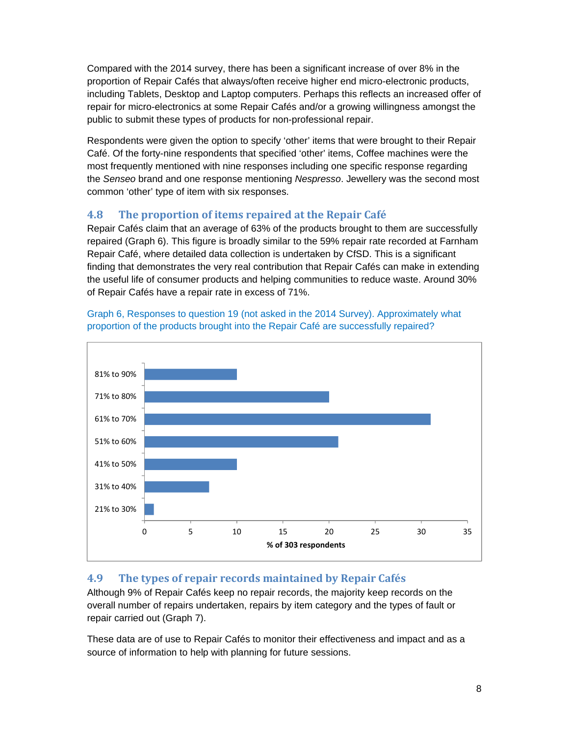Compared with the 2014 survey, there has been a significant increase of over 8% in the proportion of Repair Cafés that always/often receive higher end micro-electronic products, including Tablets, Desktop and Laptop computers. Perhaps this reflects an increased offer of repair for micro-electronics at some Repair Cafés and/or a growing willingness amongst the public to submit these types of products for non-professional repair.

Respondents were given the option to specify 'other' items that were brought to their Repair Café. Of the forty-nine respondents that specified 'other' items, Coffee machines were the most frequently mentioned with nine responses including one specific response regarding the *Senseo* brand and one response mentioning *Nespresso*. Jewellery was the second most common 'other' type of item with six responses.

## 4.8 The proportion of items repaired at the Repair Café

Repair Cafés claim that an average of 63% of the products brought to them are successfully repaired (Graph 6). This figure is broadly similar to the 59% repair rate recorded at Farnham Repair Café, where detailed data collection is undertaken by CfSD. This is a significant finding that demonstrates the very real contribution that Repair Cafés can make in extending the useful life of consumer products and helping communities to reduce waste. Around 30% of Repair Cafés have a repair rate in excess of 71%.

Graph 6, Responses to question 19 (not asked in the 2014 Survey). Approximately what proportion of the products brought into the Repair Café are successfully repaired?

## 4.9 The types of repair records maintained by Repair Cafés

Although 9% of Repair Cafés keep no repair records, the majority keep records on the overall number of repairs undertaken, repairs by item category and the types of fault or repair carried out (Graph 7).

These data are of use to Repair Cafés to monitor their effectiveness and impact and as a source of information to help with planning for future sessions.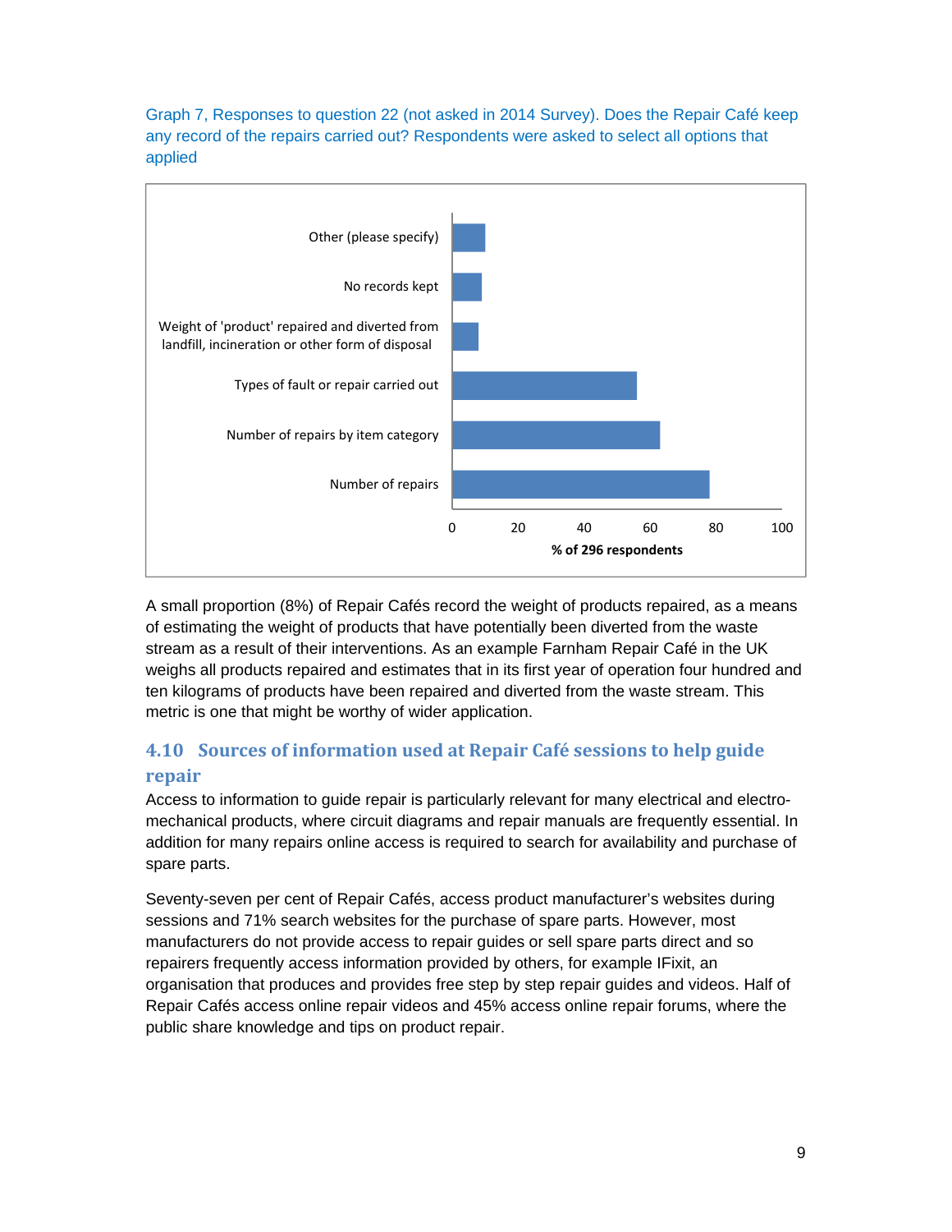Graph 7, Responses to question 22 (not asked in 2014 Survey). Does the Repair Café keep any record of the repairs carried out? Respondents were asked to select all options that applied

A small proportion (8%) of Repair Cafés record the weight of products repaired, as a means of estimating the weight of products that have potentially been diverted from the waste stream as a result of their interventions. As an example Farnham Repair Café in the UK weighs all products repaired and estimates that in its first year of operation four hundred and ten kilograms of products have been repaired and diverted from the waste stream. This metric is one that might be worthy of wider application.

## 4.10 Sources of information used at Repair Café sessions to help guide repair

Access to information to guide repair is particularly relevant for many electrical and electro-mechanical products, where circuit diagrams and repair manuals are frequently essential. In addition for many repairs online access is required to search for availability and purchase of spare parts.

Seventy-seven per cent of Repair Cafés, access product manufacturer's websites during sessions and 71% search websites for the purchase of spare parts. However, most manufacturers do not provide access to repair guides or sell spare parts direct and so repairers frequently access information provided by others, for example IFixit, an organisation that produces and provides free step by step repair guides and videos. Half of Repair Cafés access online repair videos and 45% access online repair forums, where the public share knowledge and tips on product repair.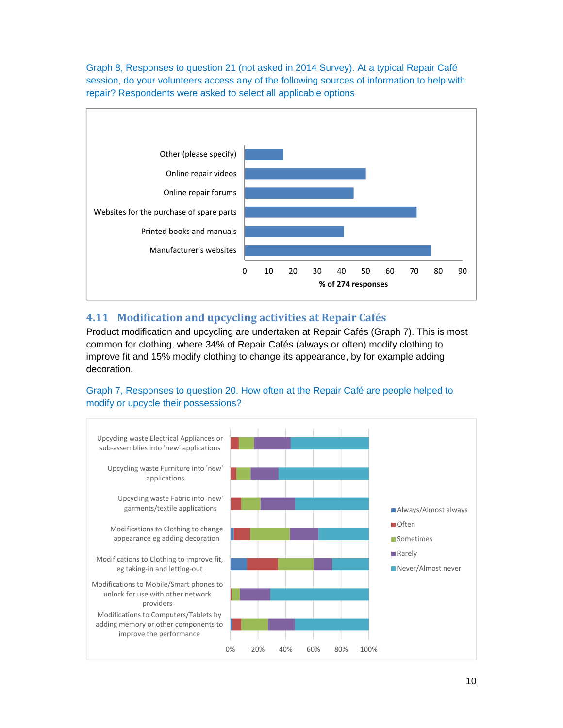Graph 8, Responses to question 21 (not asked in 2014 Survey). At a typical Repair Café session, do your volunteers access any of the following sources of information to help with repair? Respondents were asked to select all applicable options

## 4.11 Modification and upcycling activities at Repair Cafés

Product modification and upcycling are undertaken at Repair Cafés (Graph 7). This is most common for clothing, where 34% of Repair Cafés (always or often) modify clothing to improve fit and 15% modify clothing to change its appearance, by for example adding decoration.

Graph 7, Responses to question 20. How often at the Repair Café are people helped to modify or upcycle their possessions?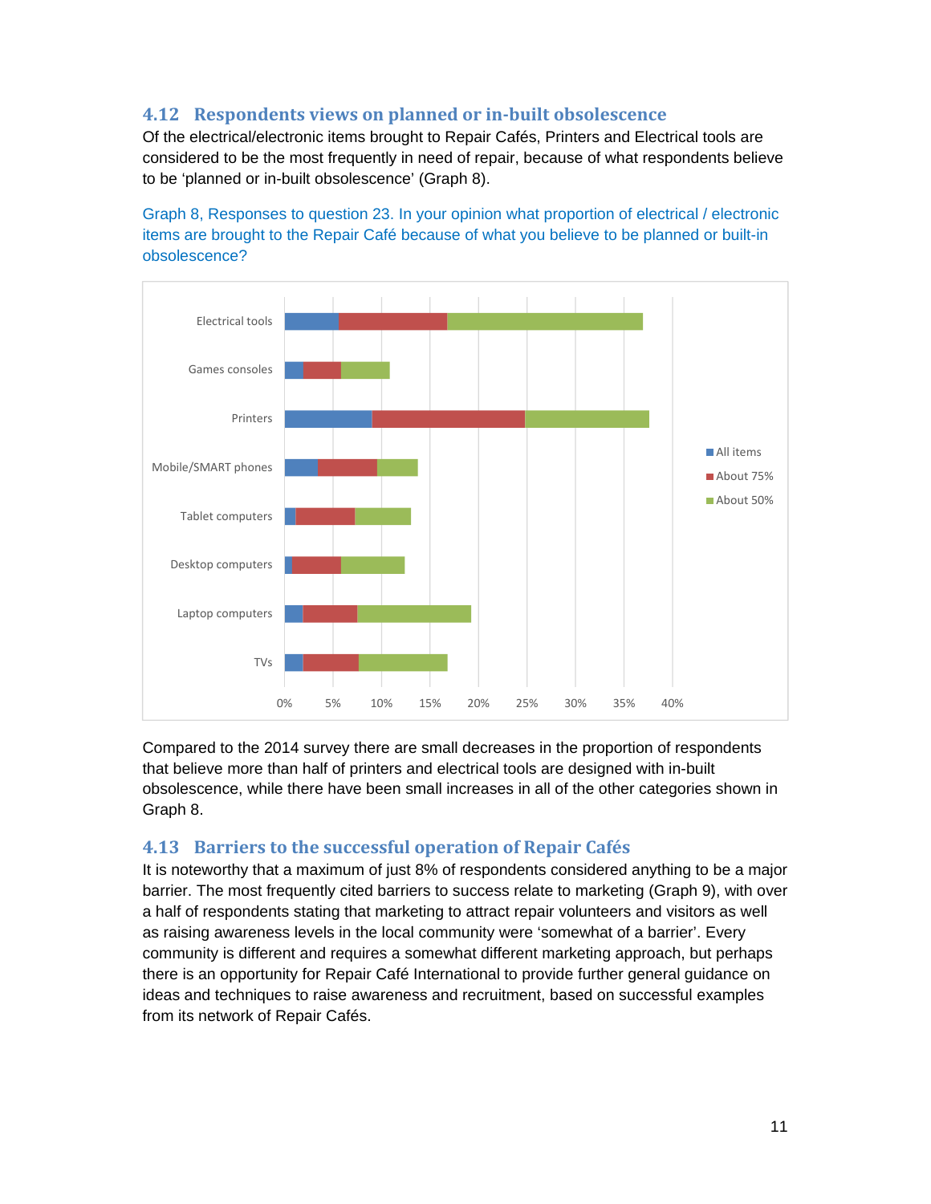## 4.12 Respondents views on planned or in-built obsolescence

Of the electrical/electronic items brought to Repair Cafés, Printers and Electrical tools are considered to be the most frequently in need of repair, because of what respondents believe to be 'planned or in-built obsolescence' (Graph 8).

Graph 8, Responses to question 23. In your opinion what proportion of electrical / electronic items are brought to the Repair Café because of what you believe to be planned or built-in obsolescence?

Compared to the 2014 survey there are small decreases in the proportion of respondents that believe more than half of printers and electrical tools are designed with in-built obsolescence, while there have been small increases in all of the other categories shown in Graph 8.

## 4.13 Barriers to the successful operation of Repair Cafés

It is noteworthy that a maximum of just 8% of respondents considered anything to be a major barrier. The most frequently cited barriers to success relate to marketing (Graph 9), with over a half of respondents stating that marketing to attract repair volunteers and visitors as well as raising awareness levels in the local community were 'somewhat of a barrier'. Every community is different and requires a somewhat different marketing approach, but perhaps there is an opportunity for Repair Café International to provide further general guidance on ideas and techniques to raise awareness and recruitment, based on successful examples from its network of Repair Cafés.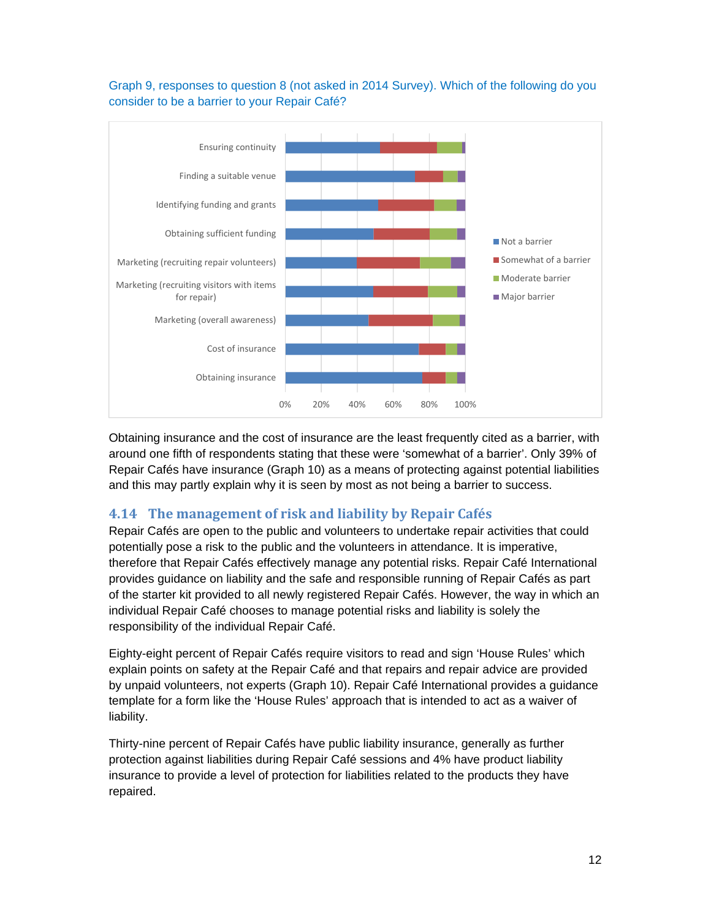Graph 9, responses to question 8 (not asked in 2014 Survey). Which of the following do you consider to be a barrier to your Repair Café?

Obtaining insurance and the cost of insurance are the least frequently cited as a barrier, with around one fifth of respondents stating that these were 'somewhat of a barrier'. Only 39% of Repair Cafés have insurance (Graph 10) as a means of protecting against potential liabilities and this may partly explain why it is seen by most as not being a barrier to success.

## 4.14 The management of risk and liability by Repair Cafés

Repair Cafés are open to the public and volunteers to undertake repair activities that could potentially pose a risk to the public and the volunteers in attendance. It is imperative, therefore that Repair Cafés effectively manage any potential risks. Repair Café International provides guidance on liability and the safe and responsible running of Repair Cafés as part of the starter kit provided to all newly registered Repair Cafés. However, the way in which an individual Repair Café chooses to manage potential risks and liability is solely the responsibility of the individual Repair Café.

Eighty-eight percent of Repair Cafés require visitors to read and sign 'House Rules' which explain points on safety at the Repair Café and that repairs and repair advice are provided by unpaid volunteers, not experts (Graph 10). Repair Café International provides a guidance template for a form like the 'House Rules' approach that is intended to act as a waiver of liability.

Thirty-nine percent of Repair Cafés have public liability insurance, generally as further protection against liabilities during Repair Café sessions and 4% have product liability insurance to provide a level of protection for liabilities related to the products they have repaired.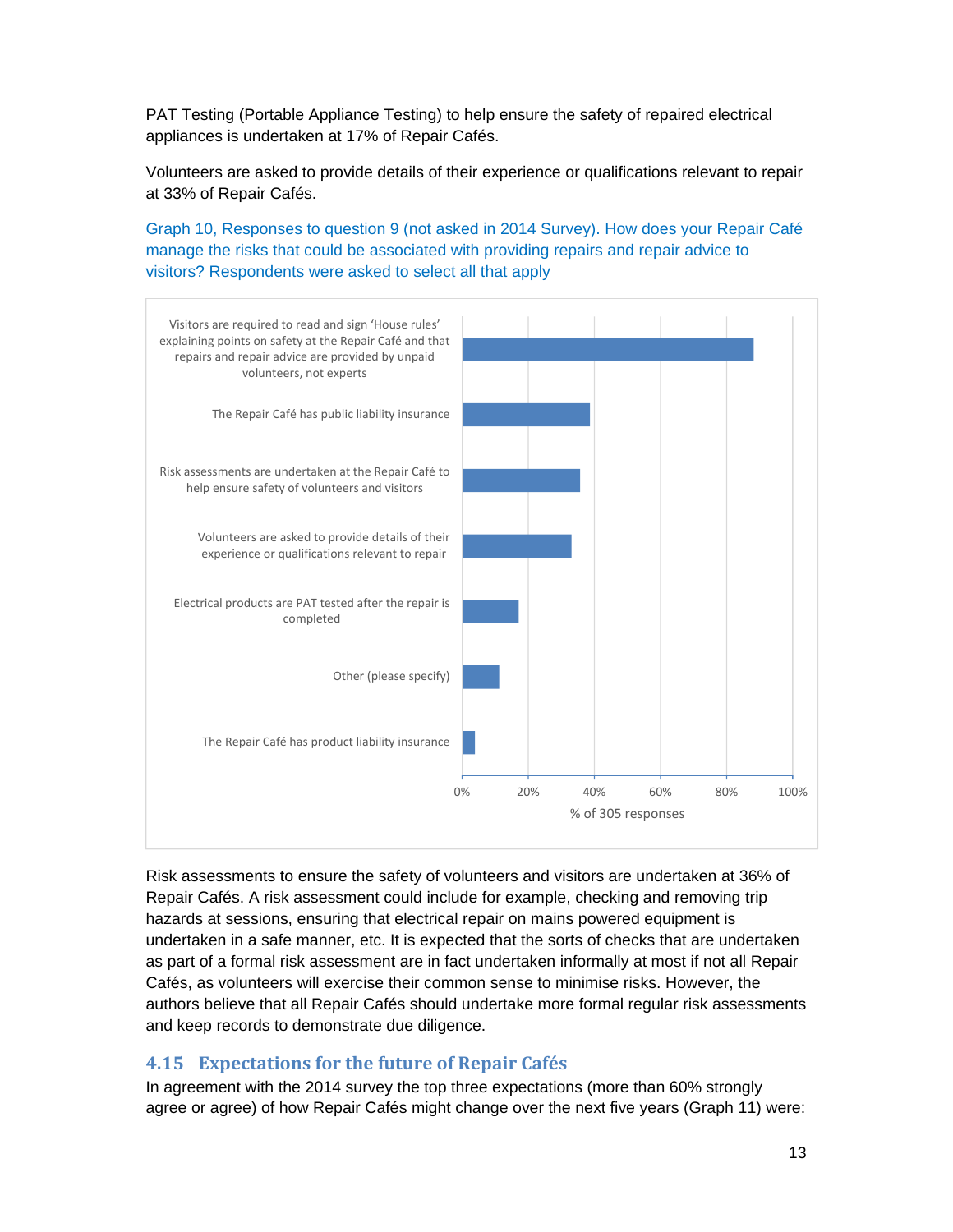PAT Testing (Portable Appliance Testing) to help ensure the safety of repaired electrical appliances is undertaken at 17% of Repair Cafés.

Volunteers are asked to provide details of their experience or qualifications relevant to repair at 33% of Repair Cafés.

Graph 10, Responses to question 9 (not asked in 2014 Survey). How does your Repair Café manage the risks that could be associated with providing repairs and repair advice to visitors? Respondents were asked to select all that apply

| Response | % of 305 responses (approx.) |
| --- | --- |
| Visitors are required to read and sign 'House rules' explaining points on safety at the Repair Café and that repairs and repair advice are provided by unpaid volunteers, not experts | 88% |
| The Repair Café has public liability insurance | 39% |
| Risk assessments are undertaken at the Repair Café to help ensure safety of volunteers and visitors | 36% |
| Volunteers are asked to provide details of their experience or qualifications relevant to repair | 33% |
| Electrical products are PAT tested after the repair is completed | 17% |
| Other (please specify) | 11% |
| The Repair Café has product liability insurance | 4% |

Risk assessments to ensure the safety of volunteers and visitors are undertaken at 36% of Repair Cafés. A risk assessment could include for example, checking and removing trip hazards at sessions, ensuring that electrical repair on mains powered equipment is undertaken in a safe manner, etc. It is expected that the sorts of checks that are undertaken as part of a formal risk assessment are in fact undertaken informally at most if not all Repair Cafés, as volunteers will exercise their common sense to minimise risks. However, the authors believe that all Repair Cafés should undertake more formal regular risk assessments and keep records to demonstrate due diligence.

## 4.15 Expectations for the future of Repair Cafés

In agreement with the 2014 survey the top three expectations (more than 60% strongly agree or agree) of how Repair Cafés might change over the next five years (Graph 11) were: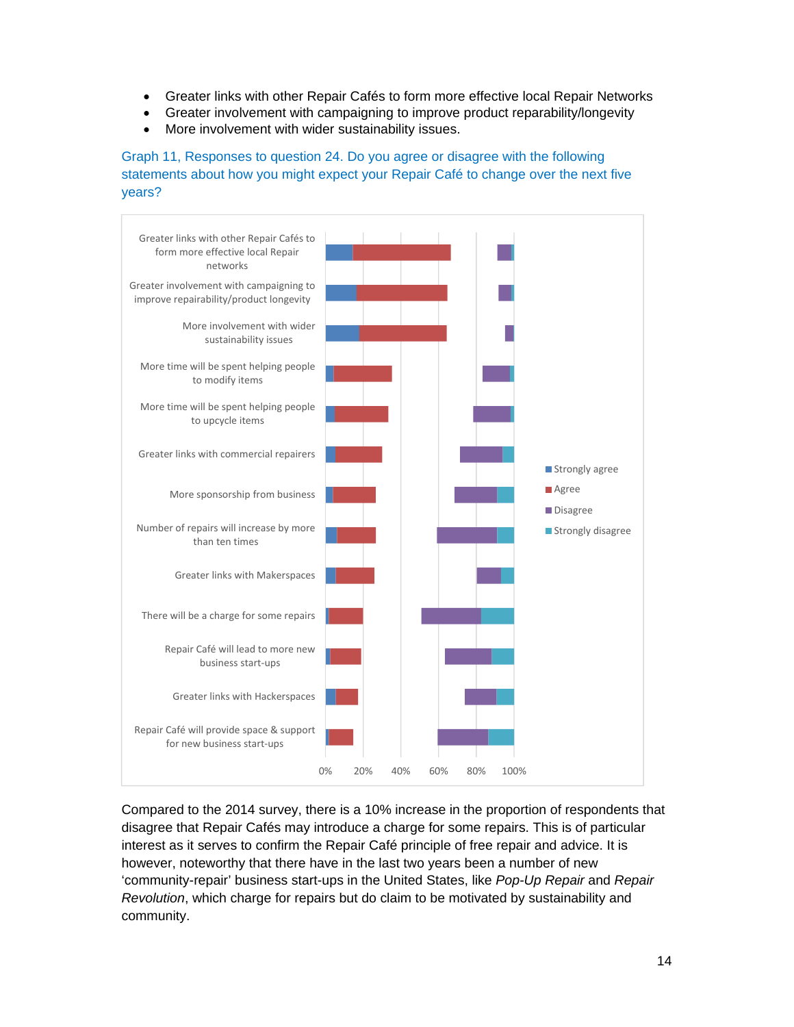- Greater links with other Repair Cafés to form more effective local Repair Networks
- Greater involvement with campaigning to improve product reparability/longevity
- More involvement with wider sustainability issues.

Graph 11, Responses to question 24. Do you agree or disagree with the following statements about how you might expect your Repair Café to change over the next five years?

Greater links with other Repair Cafés to form more effective local Repair networks

Greater involvement with campaigning to improve repairability/product longevity

More involvement with wider sustainability issues

More time will be spent helping people to modify items

More time will be spent helping people to upcycle items

Greater links with commercial repairers

More sponsorship from business

Number of repairs will increase by more than ten times

Greater links with Makerspaces

There will be a charge for some repairs

Repair Café will lead to more new business start-ups

Greater links with Hackerspaces

Repair Café will provide space & support for new business start-ups

0% 20% 40% 60% 80% 100%

Strongly agree
Agree
Disagree
Strongly disagree

Compared to the 2014 survey, there is a 10% increase in the proportion of respondents that disagree that Repair Cafés may introduce a charge for some repairs. This is of particular interest as it serves to confirm the Repair Café principle of free repair and advice. It is however, noteworthy that there have in the last two years been a number of new 'community-repair' business start-ups in the United States, like *Pop-Up Repair* and *Repair Revolution*, which charge for repairs but do claim to be motivated by sustainability and community.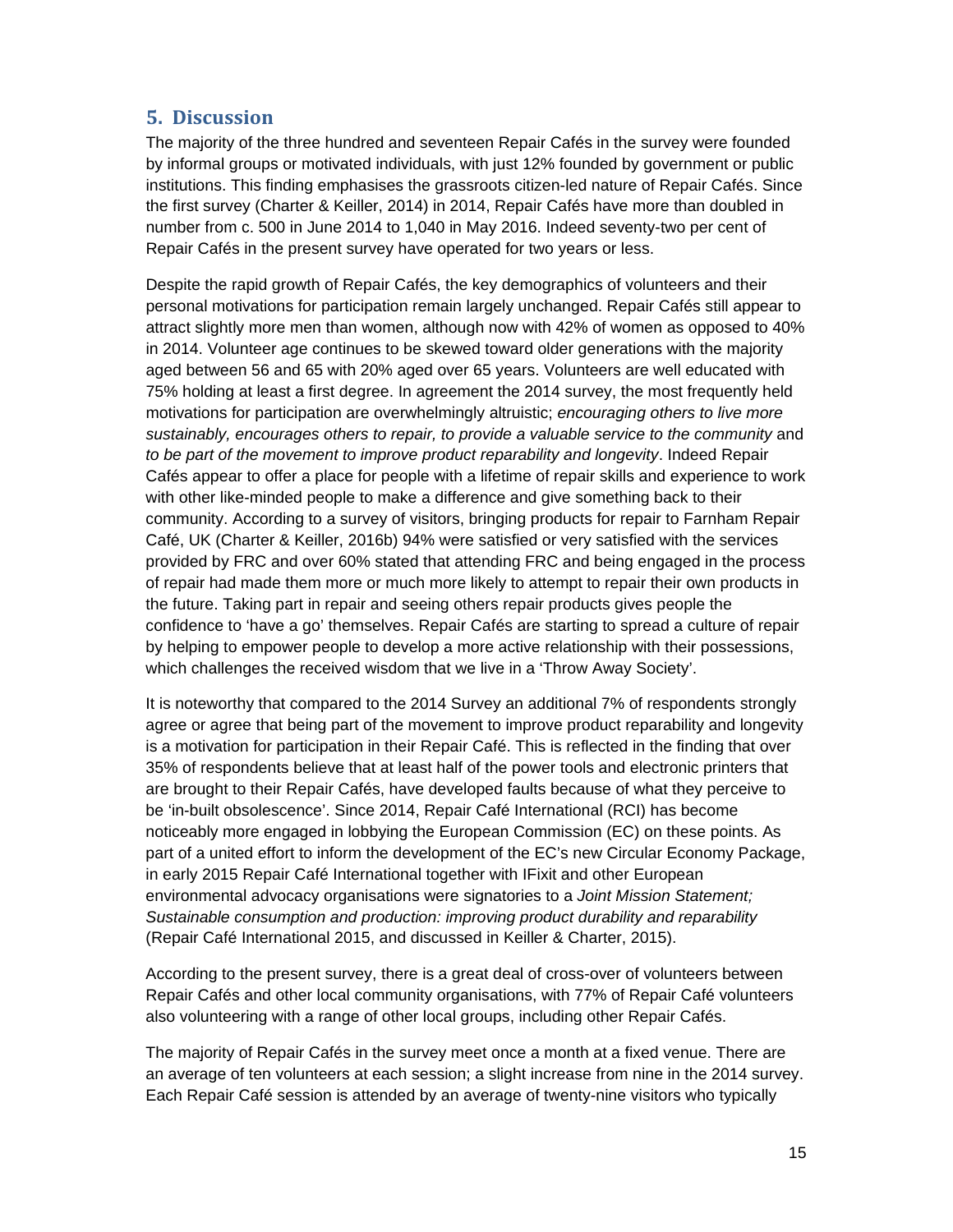## 5. Discussion

The majority of the three hundred and seventeen Repair Cafés in the survey were founded by informal groups or motivated individuals, with just 12% founded by government or public institutions. This finding emphasises the grassroots citizen-led nature of Repair Cafés. Since the first survey (Charter & Keiller, 2014) in 2014, Repair Cafés have more than doubled in number from c. 500 in June 2014 to 1,040 in May 2016. Indeed seventy-two per cent of Repair Cafés in the present survey have operated for two years or less.

Despite the rapid growth of Repair Cafés, the key demographics of volunteers and their personal motivations for participation remain largely unchanged. Repair Cafés still appear to attract slightly more men than women, although now with 42% of women as opposed to 40% in 2014. Volunteer age continues to be skewed toward older generations with the majority aged between 56 and 65 with 20% aged over 65 years. Volunteers are well educated with 75% holding at least a first degree. In agreement the 2014 survey, the most frequently held motivations for participation are overwhelmingly altruistic; *encouraging others to live more sustainably, encourages others to repair, to provide a valuable service to the community* and *to be part of the movement to improve product reparability and longevity*. Indeed Repair Cafés appear to offer a place for people with a lifetime of repair skills and experience to work with other like-minded people to make a difference and give something back to their community. According to a survey of visitors, bringing products for repair to Farnham Repair Café, UK (Charter & Keiller, 2016b) 94% were satisfied or very satisfied with the services provided by FRC and over 60% stated that attending FRC and being engaged in the process of repair had made them more or much more likely to attempt to repair their own products in the future. Taking part in repair and seeing others repair products gives people the confidence to 'have a go' themselves. Repair Cafés are starting to spread a culture of repair by helping to empower people to develop a more active relationship with their possessions, which challenges the received wisdom that we live in a 'Throw Away Society'.

It is noteworthy that compared to the 2014 Survey an additional 7% of respondents strongly agree or agree that being part of the movement to improve product reparability and longevity is a motivation for participation in their Repair Café. This is reflected in the finding that over 35% of respondents believe that at least half of the power tools and electronic printers that are brought to their Repair Cafés, have developed faults because of what they perceive to be 'in-built obsolescence'. Since 2014, Repair Café International (RCI) has become noticeably more engaged in lobbying the European Commission (EC) on these points. As part of a united effort to inform the development of the EC's new Circular Economy Package, in early 2015 Repair Café International together with IFixit and other European environmental advocacy organisations were signatories to a *Joint Mission Statement; Sustainable consumption and production: improving product durability and reparability* (Repair Café International 2015, and discussed in Keiller & Charter, 2015).

According to the present survey, there is a great deal of cross-over of volunteers between Repair Cafés and other local community organisations, with 77% of Repair Café volunteers also volunteering with a range of other local groups, including other Repair Cafés.

The majority of Repair Cafés in the survey meet once a month at a fixed venue. There are an average of ten volunteers at each session; a slight increase from nine in the 2014 survey. Each Repair Café session is attended by an average of twenty-nine visitors who typically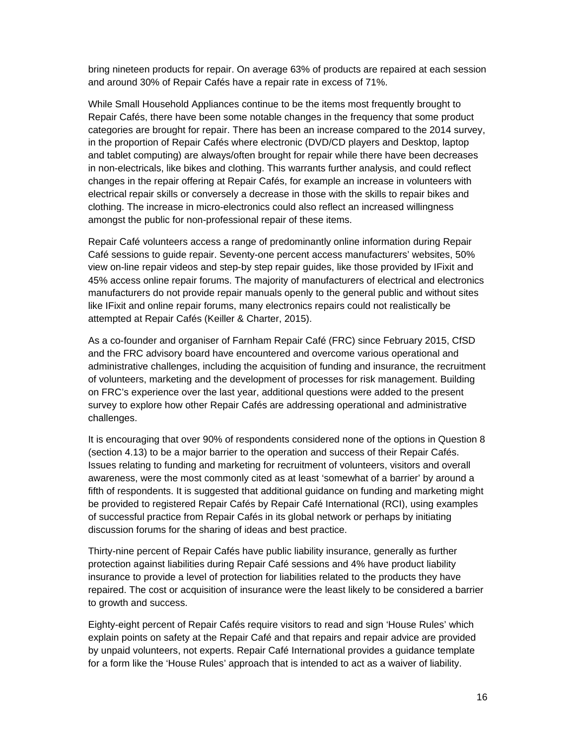bring nineteen products for repair. On average 63% of products are repaired at each session and around 30% of Repair Cafés have a repair rate in excess of 71%.

While Small Household Appliances continue to be the items most frequently brought to Repair Cafés, there have been some notable changes in the frequency that some product categories are brought for repair. There has been an increase compared to the 2014 survey, in the proportion of Repair Cafés where electronic (DVD/CD players and Desktop, laptop and tablet computing) are always/often brought for repair while there have been decreases in non-electricals, like bikes and clothing. This warrants further analysis, and could reflect changes in the repair offering at Repair Cafés, for example an increase in volunteers with electrical repair skills or conversely a decrease in those with the skills to repair bikes and clothing. The increase in micro-electronics could also reflect an increased willingness amongst the public for non-professional repair of these items.

Repair Café volunteers access a range of predominantly online information during Repair Café sessions to guide repair. Seventy-one percent access manufacturers' websites, 50% view on-line repair videos and step-by step repair guides, like those provided by IFixit and 45% access online repair forums. The majority of manufacturers of electrical and electronics manufacturers do not provide repair manuals openly to the general public and without sites like IFixit and online repair forums, many electronics repairs could not realistically be attempted at Repair Cafés (Keiller & Charter, 2015).

As a co-founder and organiser of Farnham Repair Café (FRC) since February 2015, CfSD and the FRC advisory board have encountered and overcome various operational and administrative challenges, including the acquisition of funding and insurance, the recruitment of volunteers, marketing and the development of processes for risk management. Building on FRC's experience over the last year, additional questions were added to the present survey to explore how other Repair Cafés are addressing operational and administrative challenges.

It is encouraging that over 90% of respondents considered none of the options in Question 8 (section 4.13) to be a major barrier to the operation and success of their Repair Cafés. Issues relating to funding and marketing for recruitment of volunteers, visitors and overall awareness, were the most commonly cited as at least 'somewhat of a barrier' by around a fifth of respondents. It is suggested that additional guidance on funding and marketing might be provided to registered Repair Cafés by Repair Café International (RCI), using examples of successful practice from Repair Cafés in its global network or perhaps by initiating discussion forums for the sharing of ideas and best practice.

Thirty-nine percent of Repair Cafés have public liability insurance, generally as further protection against liabilities during Repair Café sessions and 4% have product liability insurance to provide a level of protection for liabilities related to the products they have repaired. The cost or acquisition of insurance were the least likely to be considered a barrier to growth and success.

Eighty-eight percent of Repair Cafés require visitors to read and sign 'House Rules' which explain points on safety at the Repair Café and that repairs and repair advice are provided by unpaid volunteers, not experts. Repair Café International provides a guidance template for a form like the 'House Rules' approach that is intended to act as a waiver of liability.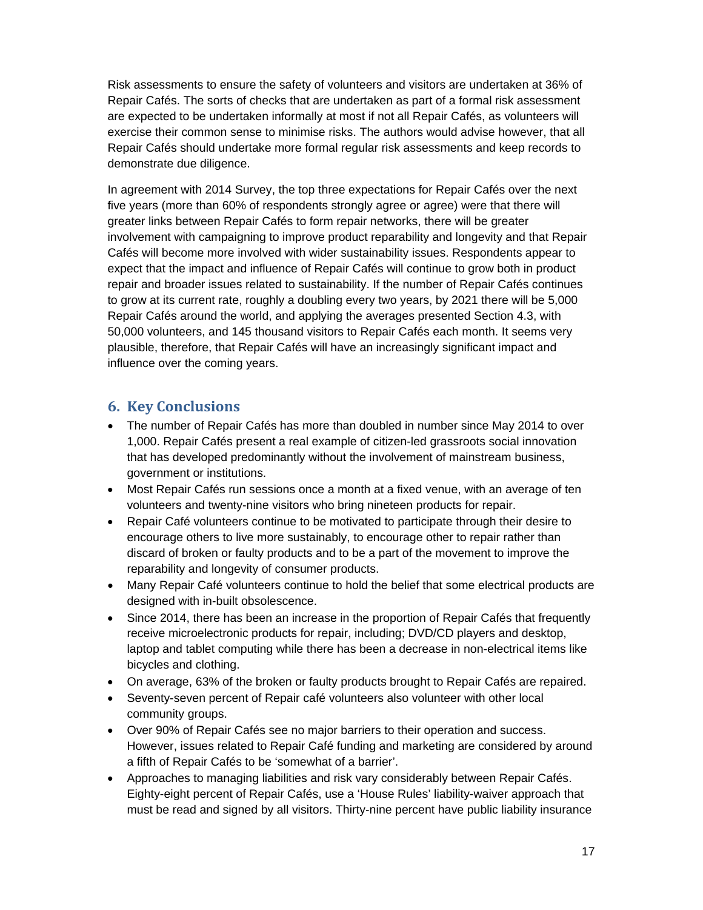Risk assessments to ensure the safety of volunteers and visitors are undertaken at 36% of Repair Cafés. The sorts of checks that are undertaken as part of a formal risk assessment are expected to be undertaken informally at most if not all Repair Cafés, as volunteers will exercise their common sense to minimise risks. The authors would advise however, that all Repair Cafés should undertake more formal regular risk assessments and keep records to demonstrate due diligence.

In agreement with 2014 Survey, the top three expectations for Repair Cafés over the next five years (more than 60% of respondents strongly agree or agree) were that there will greater links between Repair Cafés to form repair networks, there will be greater involvement with campaigning to improve product reparability and longevity and that Repair Cafés will become more involved with wider sustainability issues. Respondents appear to expect that the impact and influence of Repair Cafés will continue to grow both in product repair and broader issues related to sustainability. If the number of Repair Cafés continues to grow at its current rate, roughly a doubling every two years, by 2021 there will be 5,000 Repair Cafés around the world, and applying the averages presented Section 4.3, with 50,000 volunteers, and 145 thousand visitors to Repair Cafés each month. It seems very plausible, therefore, that Repair Cafés will have an increasingly significant impact and influence over the coming years.

## 6. Key Conclusions

- The number of Repair Cafés has more than doubled in number since May 2014 to over 1,000. Repair Cafés present a real example of citizen-led grassroots social innovation that has developed predominantly without the involvement of mainstream business, government or institutions.
- Most Repair Cafés run sessions once a month at a fixed venue, with an average of ten volunteers and twenty-nine visitors who bring nineteen products for repair.
- Repair Café volunteers continue to be motivated to participate through their desire to encourage others to live more sustainably, to encourage other to repair rather than discard of broken or faulty products and to be a part of the movement to improve the reparability and longevity of consumer products.
- Many Repair Café volunteers continue to hold the belief that some electrical products are designed with in-built obsolescence.
- Since 2014, there has been an increase in the proportion of Repair Cafés that frequently receive microelectronic products for repair, including; DVD/CD players and desktop, laptop and tablet computing while there has been a decrease in non-electrical items like bicycles and clothing.
- On average, 63% of the broken or faulty products brought to Repair Cafés are repaired.
- Seventy-seven percent of Repair café volunteers also volunteer with other local community groups.
- Over 90% of Repair Cafés see no major barriers to their operation and success. However, issues related to Repair Café funding and marketing are considered by around a fifth of Repair Cafés to be 'somewhat of a barrier'.
- Approaches to managing liabilities and risk vary considerably between Repair Cafés. Eighty-eight percent of Repair Cafés, use a 'House Rules' liability-waiver approach that must be read and signed by all visitors. Thirty-nine percent have public liability insurance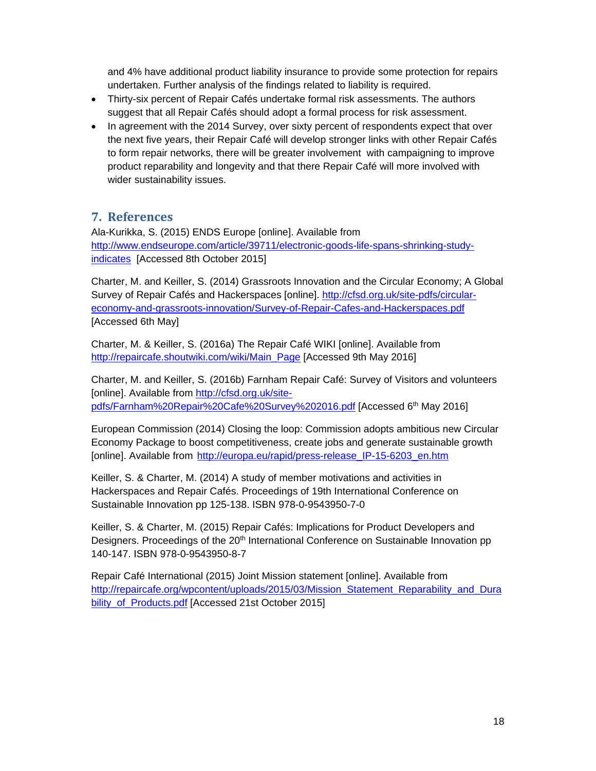and 4% have additional product liability insurance to provide some protection for repairs undertaken. Further analysis of the findings related to liability is required.

- Thirty-six percent of Repair Cafés undertake formal risk assessments. The authors suggest that all Repair Cafés should adopt a formal process for risk assessment.
- In agreement with the 2014 Survey, over sixty percent of respondents expect that over the next five years, their Repair Café will develop stronger links with other Repair Cafés to form repair networks, there will be greater involvement with campaigning to improve product reparability and longevity and that there Repair Café will more involved with wider sustainability issues.

## 7. References

Ala-Kurikka, S. (2015) ENDS Europe [online]. Available from http://www.endseurope.com/article/39711/electronic-goods-life-spans-shrinking-study-indicates [Accessed 8th October 2015]

Charter, M. and Keiller, S. (2014) Grassroots Innovation and the Circular Economy; A Global Survey of Repair Cafés and Hackerspaces [online]. http://cfsd.org.uk/site-pdfs/circular-economy-and-grassroots-innovation/Survey-of-Repair-Cafes-and-Hackerspaces.pdf [Accessed 6th May]

Charter, M. & Keiller, S. (2016a) The Repair Café WIKI [online]. Available from http://repaircafe.shoutwiki.com/wiki/Main_Page [Accessed 9th May 2016]

Charter, M. and Keiller, S. (2016b) Farnham Repair Café: Survey of Visitors and volunteers [online]. Available from http://cfsd.org.uk/site-pdfs/Farnham%20Repair%20Cafe%20Survey%202016.pdf [Accessed 6th May 2016]

European Commission (2014) Closing the loop: Commission adopts ambitious new Circular Economy Package to boost competitiveness, create jobs and generate sustainable growth [online]. Available from http://europa.eu/rapid/press-release_IP-15-6203_en.htm

Keiller, S. & Charter, M. (2014) A study of member motivations and activities in Hackerspaces and Repair Cafés. Proceedings of 19th International Conference on Sustainable Innovation pp 125-138. ISBN 978-0-9543950-7-0

Keiller, S. & Charter, M. (2015) Repair Cafés: Implications for Product Developers and Designers. Proceedings of the 20th International Conference on Sustainable Innovation pp 140-147. ISBN 978-0-9543950-8-7

Repair Café International (2015) Joint Mission statement [online]. Available from http://repaircafe.org/wpcontent/uploads/2015/03/Mission_Statement_Reparability_and_Durability_of_Products.pdf [Accessed 21st October 2015]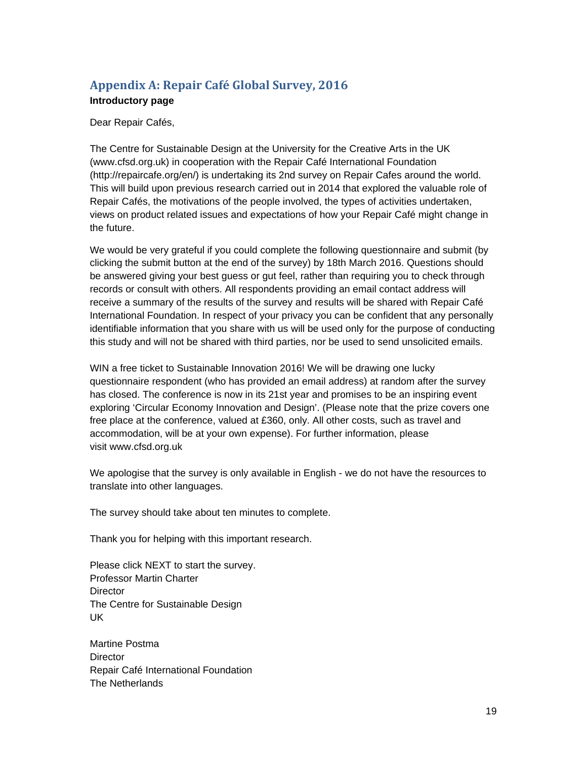## Appendix A: Repair Café Global Survey, 2016

**Introductory page**

Dear Repair Cafés,

The Centre for Sustainable Design at the University for the Creative Arts in the UK (www.cfsd.org.uk) in cooperation with the Repair Café International Foundation (http://repaircafe.org/en/) is undertaking its 2nd survey on Repair Cafes around the world. This will build upon previous research carried out in 2014 that explored the valuable role of Repair Cafés, the motivations of the people involved, the types of activities undertaken, views on product related issues and expectations of how your Repair Café might change in the future.

We would be very grateful if you could complete the following questionnaire and submit (by clicking the submit button at the end of the survey) by 18th March 2016. Questions should be answered giving your best guess or gut feel, rather than requiring you to check through records or consult with others. All respondents providing an email contact address will receive a summary of the results of the survey and results will be shared with Repair Café International Foundation. In respect of your privacy you can be confident that any personally identifiable information that you share with us will be used only for the purpose of conducting this study and will not be shared with third parties, nor be used to send unsolicited emails.

WIN a free ticket to Sustainable Innovation 2016! We will be drawing one lucky questionnaire respondent (who has provided an email address) at random after the survey has closed. The conference is now in its 21st year and promises to be an inspiring event exploring 'Circular Economy Innovation and Design'. (Please note that the prize covers one free place at the conference, valued at £360, only. All other costs, such as travel and accommodation, will be at your own expense). For further information, please visit www.cfsd.org.uk

We apologise that the survey is only available in English - we do not have the resources to translate into other languages.

The survey should take about ten minutes to complete.

Thank you for helping with this important research.

Please click NEXT to start the survey.
Professor Martin Charter
Director
The Centre for Sustainable Design
UK

Martine Postma
Director
Repair Café International Foundation
The Netherlands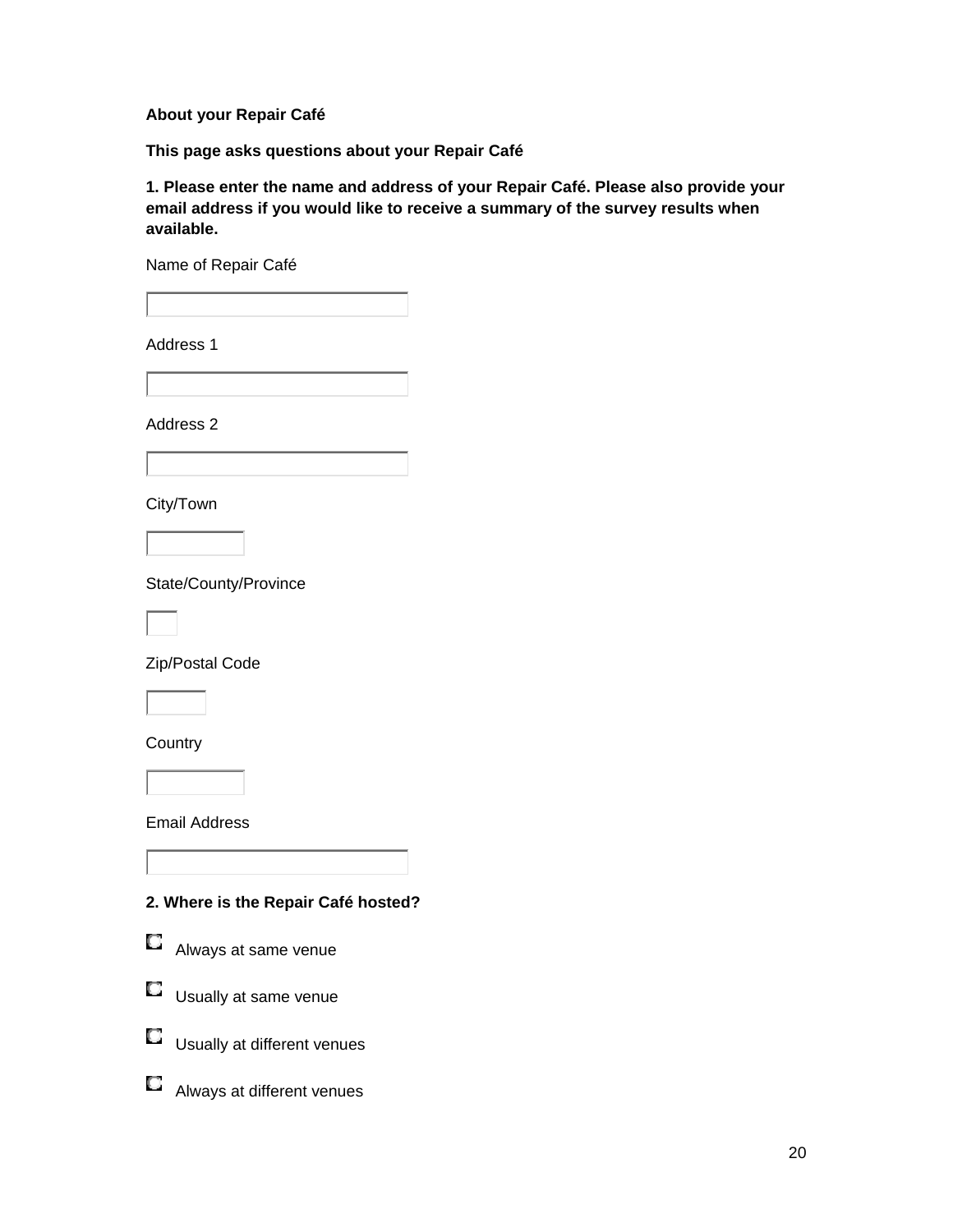**About your Repair Café**

**This page asks questions about your Repair Café**

**1. Please enter the name and address of your Repair Café. Please also provide your email address if you would like to receive a summary of the survey results when available.**

Name of Repair Café

Address 1

Address 2

City/Town

State/County/Province

Zip/Postal Code

Country

Email Address

**2. Where is the Repair Café hosted?**

- Always at same venue
- Usually at same venue
- Usually at different venues
- Always at different venues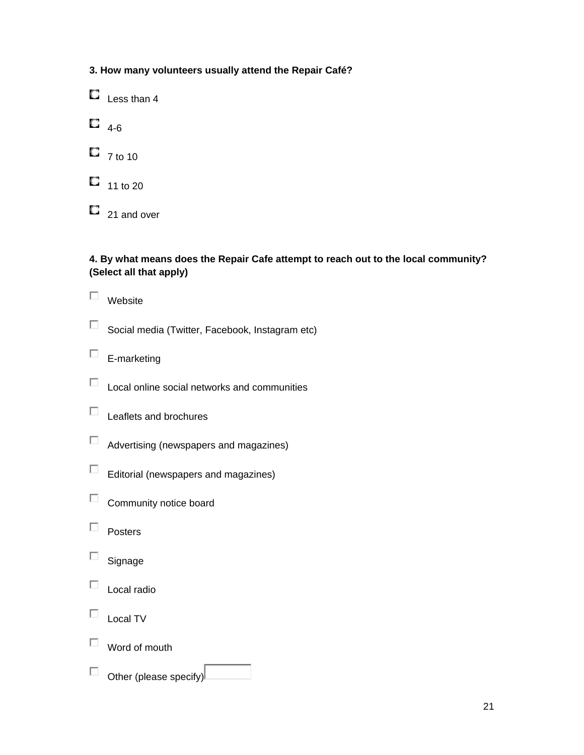**3. How many volunteers usually attend the Repair Café?**

- ○ Less than 4
- ○ 4-6
- ○ 7 to 10
- ○ 11 to 20
- ○ 21 and over

**4. By what means does the Repair Cafe attempt to reach out to the local community? (Select all that apply)**

- ☐ Website
- ☐ Social media (Twitter, Facebook, Instagram etc)
- ☐ E-marketing
- ☐ Local online social networks and communities
- ☐ Leaflets and brochures
- ☐ Advertising (newspapers and magazines)
- ☐ Editorial (newspapers and magazines)
- ☐ Community notice board
- ☐ Posters
- ☐ Signage
- ☐ Local radio
- ☐ Local TV
- ☐ Word of mouth
- ☐ Other (please specify) ________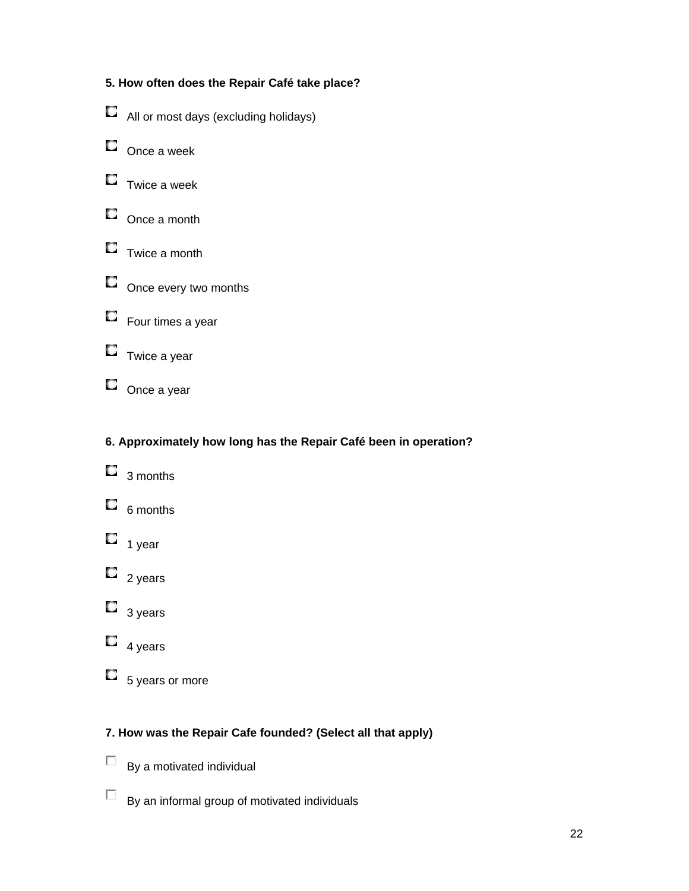**5. How often does the Repair Café take place?**

- All or most days (excluding holidays)
- Once a week
- Twice a week
- Once a month
- Twice a month
- Once every two months
- Four times a year
- Twice a year
- Once a year

**6. Approximately how long has the Repair Café been in operation?**

- 3 months
- 6 months
- 1 year
- 2 years
- 3 years
- 4 years
- 5 years or more

**7. How was the Repair Cafe founded? (Select all that apply)**

- By a motivated individual
- By an informal group of motivated individuals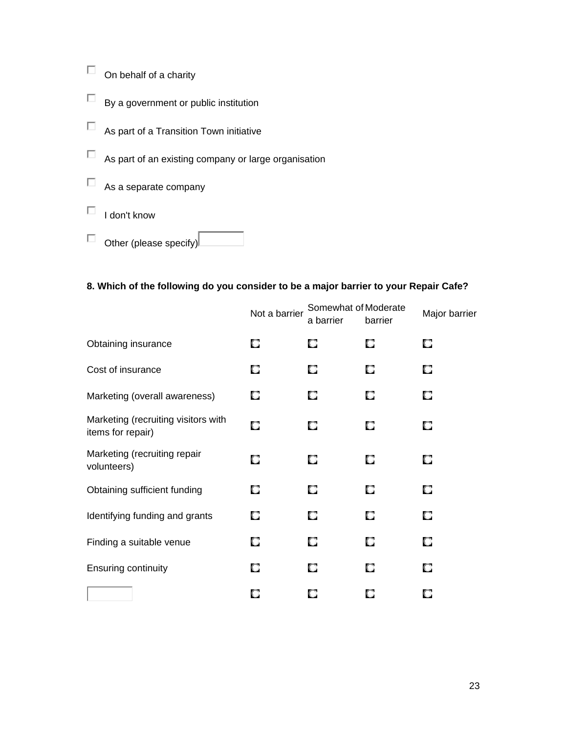- [ ] On behalf of a charity
- [ ] By a government or public institution
- [ ] As part of a Transition Town initiative
- [ ] As part of an existing company or large organisation
- [ ] As a separate company
- [ ] I don't know
- [ ] Other (please specify) ______

**8. Which of the following do you consider to be a major barrier to your Repair Cafe?**

| | Not a barrier | Somewhat of a barrier | Moderate barrier | Major barrier |
|---|---|---|---|---|
| Obtaining insurance | ○ | ○ | ○ | ○ |
| Cost of insurance | ○ | ○ | ○ | ○ |
| Marketing (overall awareness) | ○ | ○ | ○ | ○ |
| Marketing (recruiting visitors with items for repair) | ○ | ○ | ○ | ○ |
| Marketing (recruiting repair volunteers) | ○ | ○ | ○ | ○ |
| Obtaining sufficient funding | ○ | ○ | ○ | ○ |
| Identifying funding and grants | ○ | ○ | ○ | ○ |
| Finding a suitable venue | ○ | ○ | ○ | ○ |
| Ensuring continuity | ○ | ○ | ○ | ○ |
| ______ | ○ | ○ | ○ | ○ |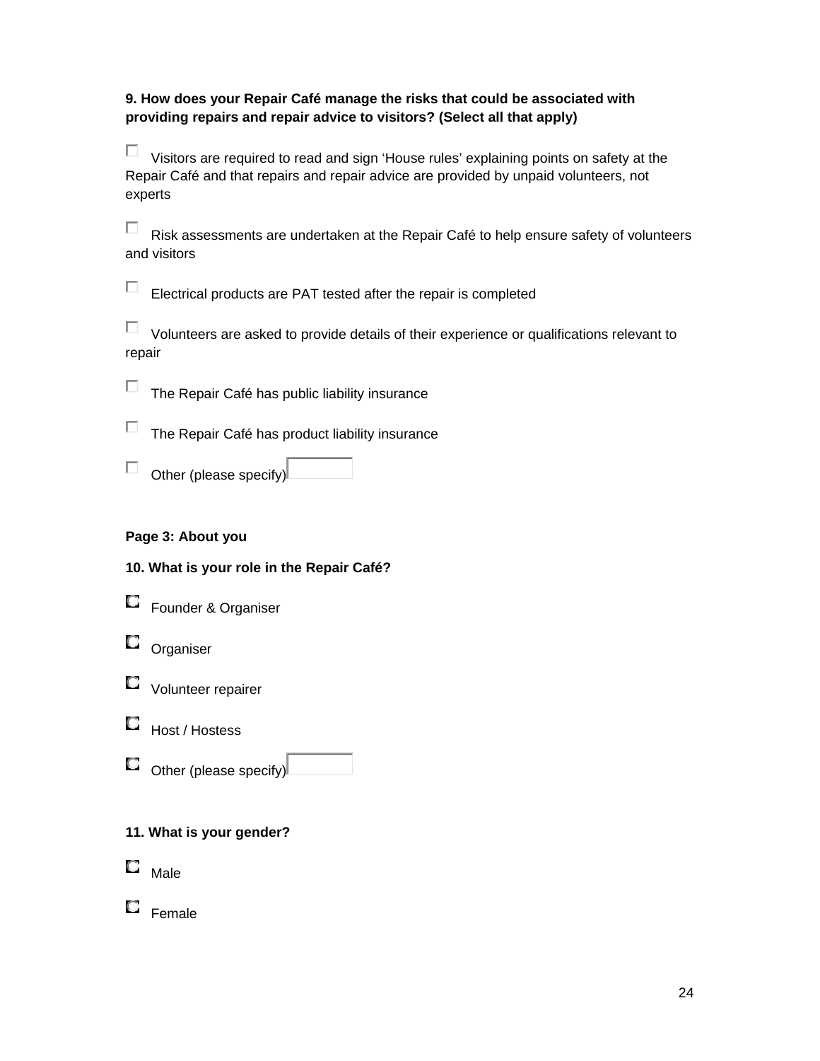**9. How does your Repair Café manage the risks that could be associated with providing repairs and repair advice to visitors? (Select all that apply)**

- [ ] Visitors are required to read and sign 'House rules' explaining points on safety at the Repair Café and that repairs and repair advice are provided by unpaid volunteers, not experts
- [ ] Risk assessments are undertaken at the Repair Café to help ensure safety of volunteers and visitors
- [ ] Electrical products are PAT tested after the repair is completed
- [ ] Volunteers are asked to provide details of their experience or qualifications relevant to repair
- [ ] The Repair Café has public liability insurance
- [ ] The Repair Café has product liability insurance
- [ ] Other (please specify) ________

**Page 3: About you**

**10. What is your role in the Repair Café?**

- ○ Founder & Organiser
- ○ Organiser
- ○ Volunteer repairer
- ○ Host / Hostess
- ○ Other (please specify) ________

**11. What is your gender?**

- ○ Male
- ○ Female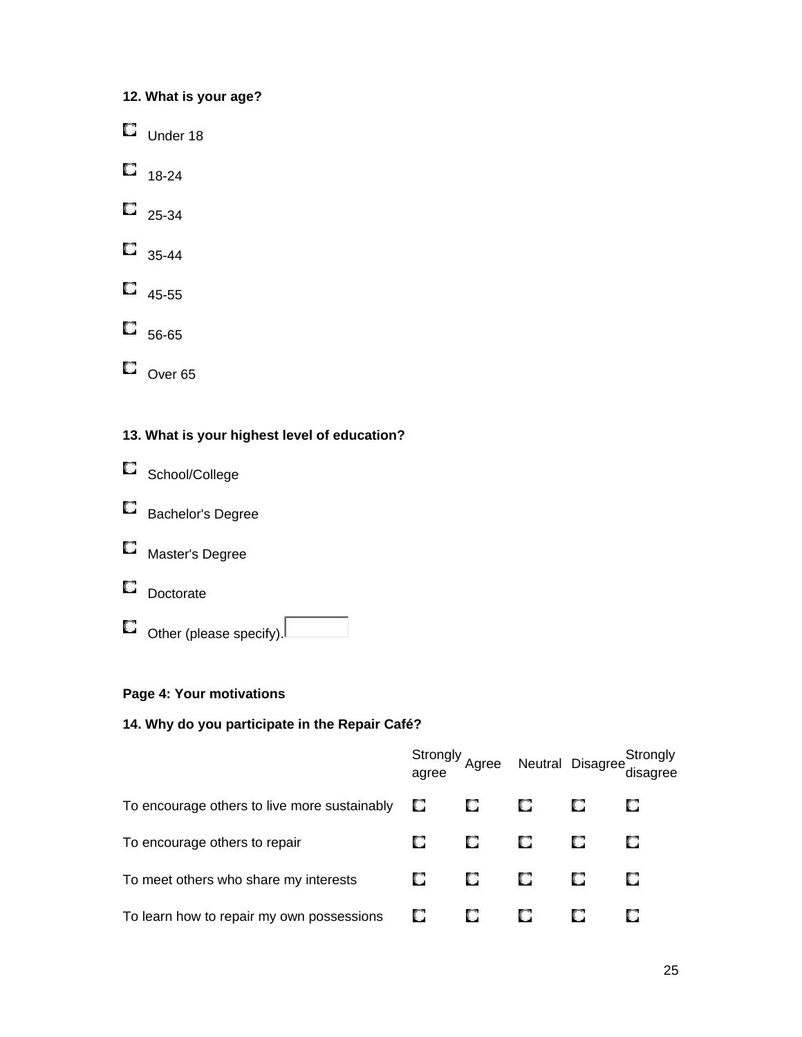**12. What is your age?**

- Under 18
- 18-24
- 25-34
- 35-44
- 45-55
- 56-65
- Over 65

**13. What is your highest level of education?**

- School/College
- Bachelor's Degree
- Master's Degree
- Doctorate
- Other (please specify).

**Page 4: Your motivations**

**14. Why do you participate in the Repair Café?**

| | Strongly agree | Agree | Neutral | Disagree | Strongly disagree |
|---|---|---|---|---|---|
| To encourage others to live more sustainably | | | | | |
| To encourage others to repair | | | | | |
| To meet others who share my interests | | | | | |
| To learn how to repair my own possessions | | | | | |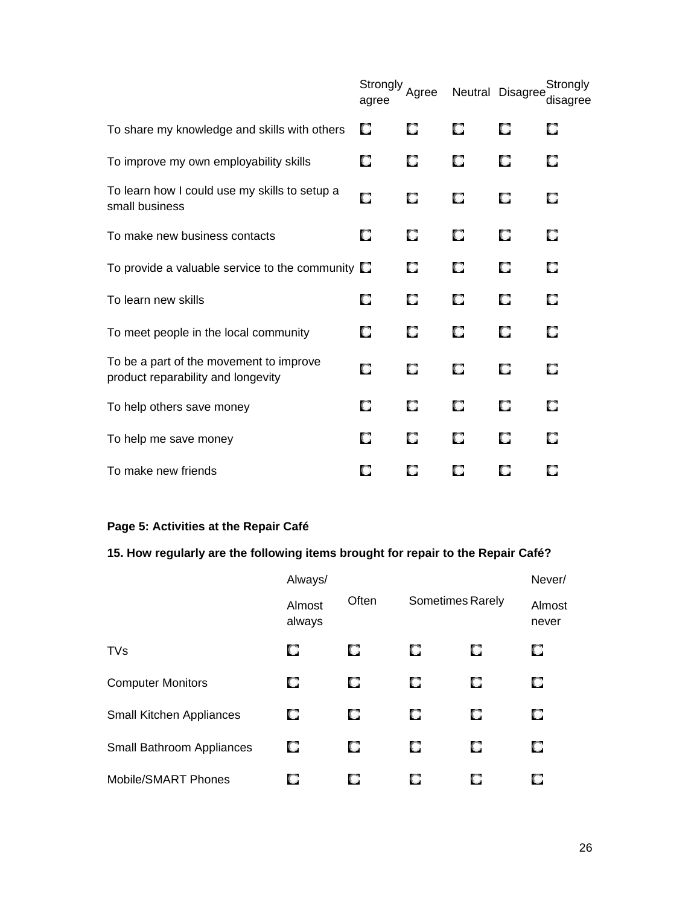| | Strongly agree | Agree | Neutral | Disagree | Strongly disagree |
|---|---|---|---|---|---|
| To share my knowledge and skills with others | ◘ | ◘ | ◘ | ◘ | ◘ |
| To improve my own employability skills | ◘ | ◘ | ◘ | ◘ | ◘ |
| To learn how I could use my skills to setup a small business | ◘ | ◘ | ◘ | ◘ | ◘ |
| To make new business contacts | ◘ | ◘ | ◘ | ◘ | ◘ |
| To provide a valuable service to the community | ◘ | ◘ | ◘ | ◘ | ◘ |
| To learn new skills | ◘ | ◘ | ◘ | ◘ | ◘ |
| To meet people in the local community | ◘ | ◘ | ◘ | ◘ | ◘ |
| To be a part of the movement to improve product reparability and longevity | ◘ | ◘ | ◘ | ◘ | ◘ |
| To help others save money | ◘ | ◘ | ◘ | ◘ | ◘ |
| To help me save money | ◘ | ◘ | ◘ | ◘ | ◘ |
| To make new friends | ◘ | ◘ | ◘ | ◘ | ◘ |

**Page 5: Activities at the Repair Café**

**15. How regularly are the following items brought for repair to the Repair Café?**

| | Always/ Almost always | Often | Sometimes | Rarely | Never/ Almost never |
|---|---|---|---|---|---|
| TVs | ◘ | ◘ | ◘ | ◘ | ◘ |
| Computer Monitors | ◘ | ◘ | ◘ | ◘ | ◘ |
| Small Kitchen Appliances | ◘ | ◘ | ◘ | ◘ | ◘ |
| Small Bathroom Appliances | ◘ | ◘ | ◘ | ◘ | ◘ |
| Mobile/SMART Phones | ◘ | ◘ | ◘ | ◘ | ◘ |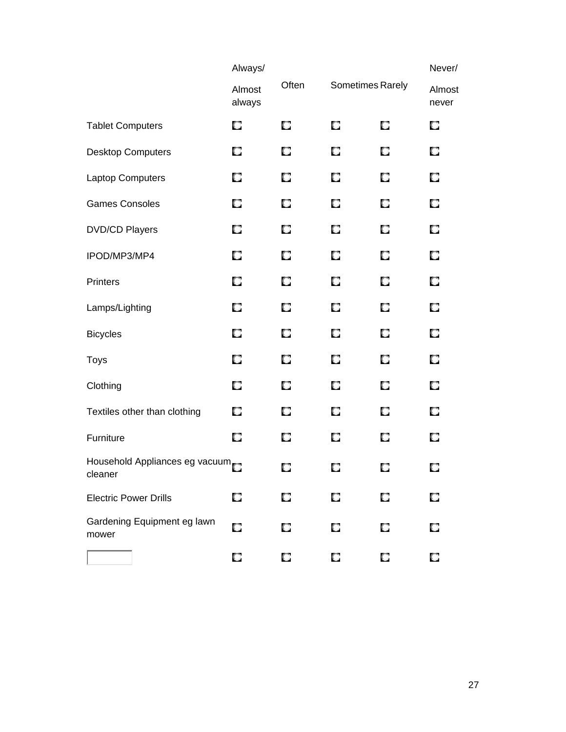| | Always/ Almost always | Often | Sometimes | Rarely | Never/ Almost never |
|---|---|---|---|---|---|
| Tablet Computers | ☐ | ☐ | ☐ | ☐ | ☐ |
| Desktop Computers | ☐ | ☐ | ☐ | ☐ | ☐ |
| Laptop Computers | ☐ | ☐ | ☐ | ☐ | ☐ |
| Games Consoles | ☐ | ☐ | ☐ | ☐ | ☐ |
| DVD/CD Players | ☐ | ☐ | ☐ | ☐ | ☐ |
| IPOD/MP3/MP4 | ☐ | ☐ | ☐ | ☐ | ☐ |
| Printers | ☐ | ☐ | ☐ | ☐ | ☐ |
| Lamps/Lighting | ☐ | ☐ | ☐ | ☐ | ☐ |
| Bicycles | ☐ | ☐ | ☐ | ☐ | ☐ |
| Toys | ☐ | ☐ | ☐ | ☐ | ☐ |
| Clothing | ☐ | ☐ | ☐ | ☐ | ☐ |
| Textiles other than clothing | ☐ | ☐ | ☐ | ☐ | ☐ |
| Furniture | ☐ | ☐ | ☐ | ☐ | ☐ |
| Household Appliances eg vacuum cleaner | ☐ | ☐ | ☐ | ☐ | ☐ |
| Electric Power Drills | ☐ | ☐ | ☐ | ☐ | ☐ |
| Gardening Equipment eg lawn mower | ☐ | ☐ | ☐ | ☐ | ☐ |
| ______ | ☐ | ☐ | ☐ | ☐ | ☐ |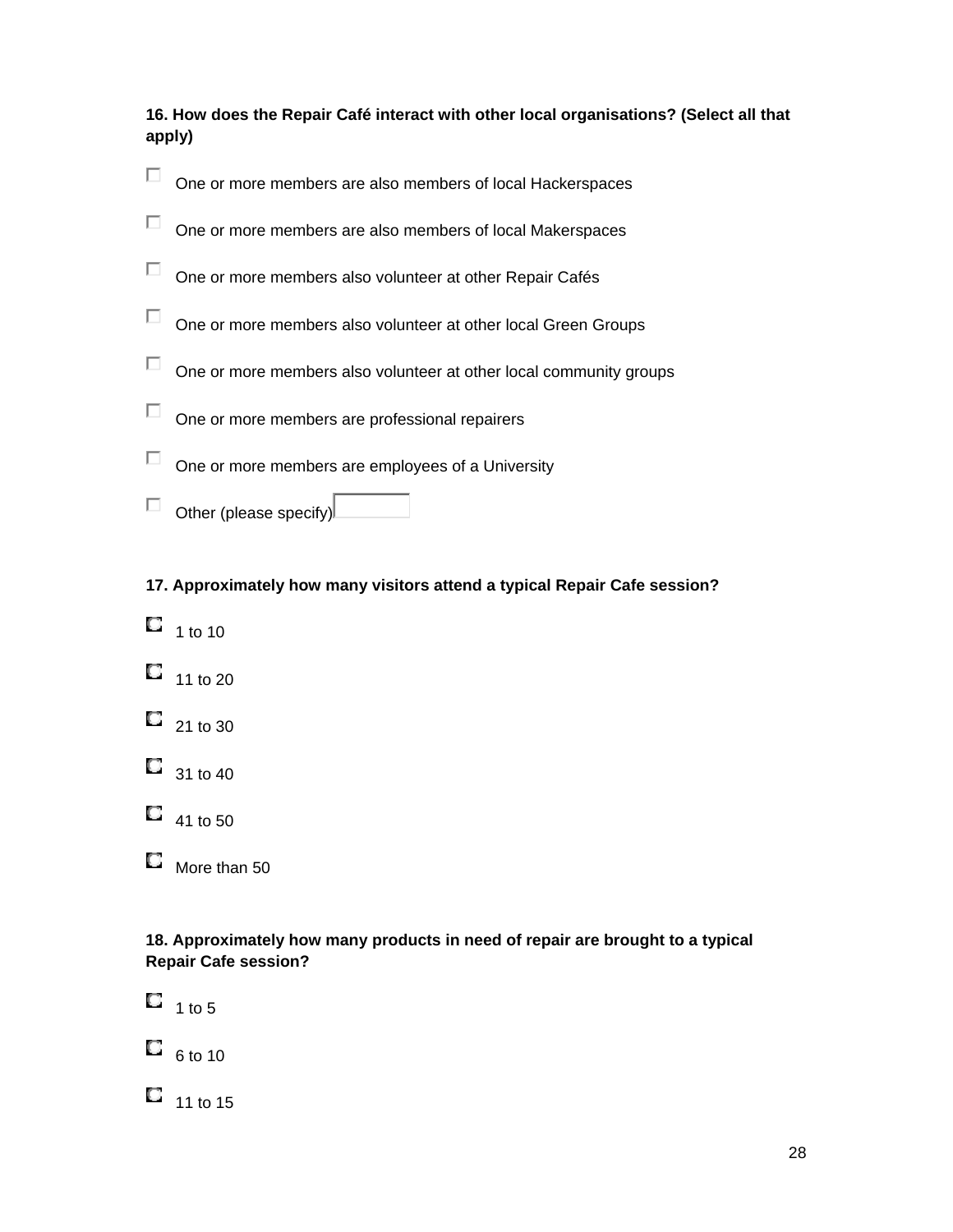**16. How does the Repair Café interact with other local organisations? (Select all that apply)**

- [ ] One or more members are also members of local Hackerspaces
- [ ] One or more members are also members of local Makerspaces
- [ ] One or more members also volunteer at other Repair Cafés
- [ ] One or more members also volunteer at other local Green Groups
- [ ] One or more members also volunteer at other local community groups
- [ ] One or more members are professional repairers
- [ ] One or more members are employees of a University
- [ ] Other (please specify) ________

**17. Approximately how many visitors attend a typical Repair Cafe session?**

- ○ 1 to 10
- ○ 11 to 20
- ○ 21 to 30
- ○ 31 to 40
- ○ 41 to 50
- ○ More than 50

**18. Approximately how many products in need of repair are brought to a typical Repair Cafe session?**

- ○ 1 to 5
- ○ 6 to 10
- ○ 11 to 15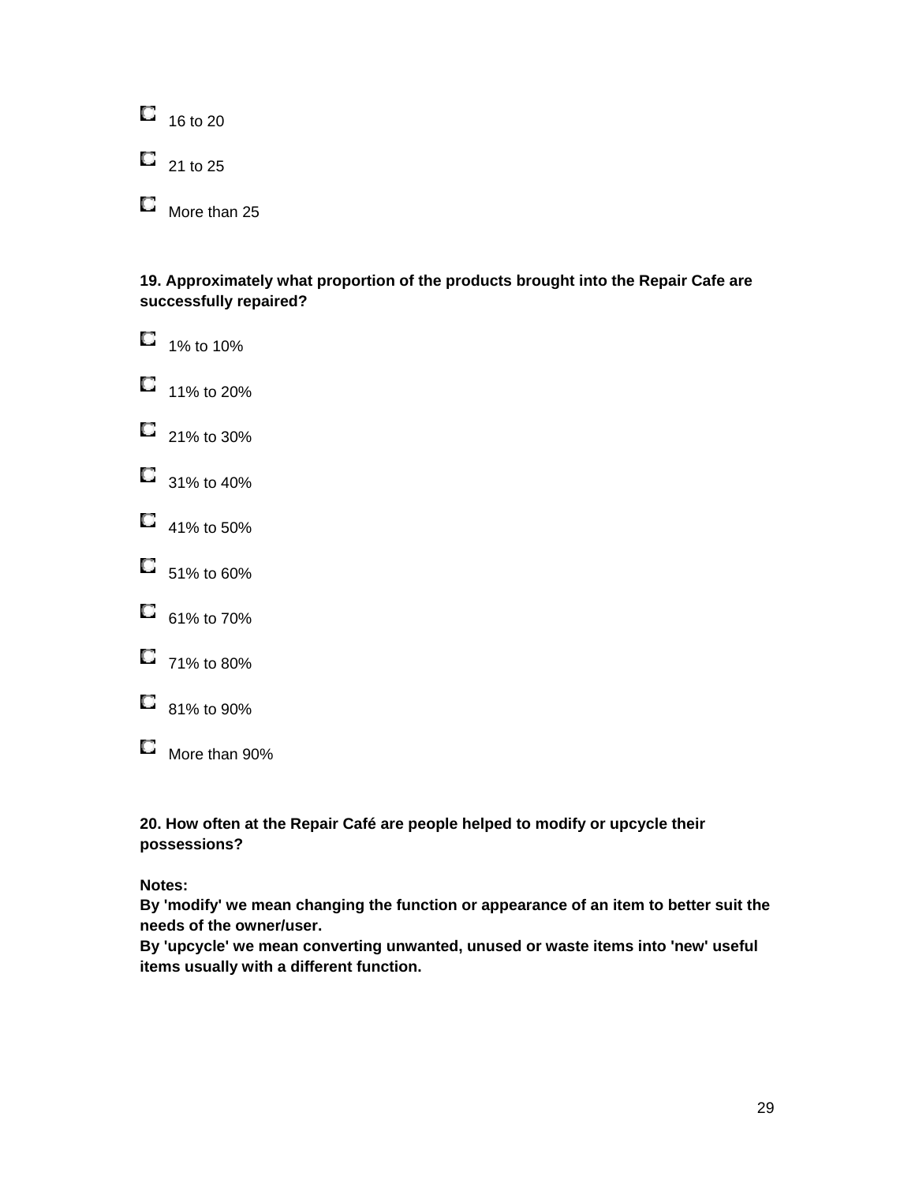- 16 to 20
- 21 to 25
- More than 25

**19. Approximately what proportion of the products brought into the Repair Cafe are successfully repaired?**

- 1% to 10%
- 11% to 20%
- 21% to 30%
- 31% to 40%
- 41% to 50%
- 51% to 60%
- 61% to 70%
- 71% to 80%
- 81% to 90%
- More than 90%

**20. How often at the Repair Café are people helped to modify or upcycle their possessions?**

**Notes:**
**By 'modify' we mean changing the function or appearance of an item to better suit the needs of the owner/user.**
**By 'upcycle' we mean converting unwanted, unused or waste items into 'new' useful items usually with a different function.**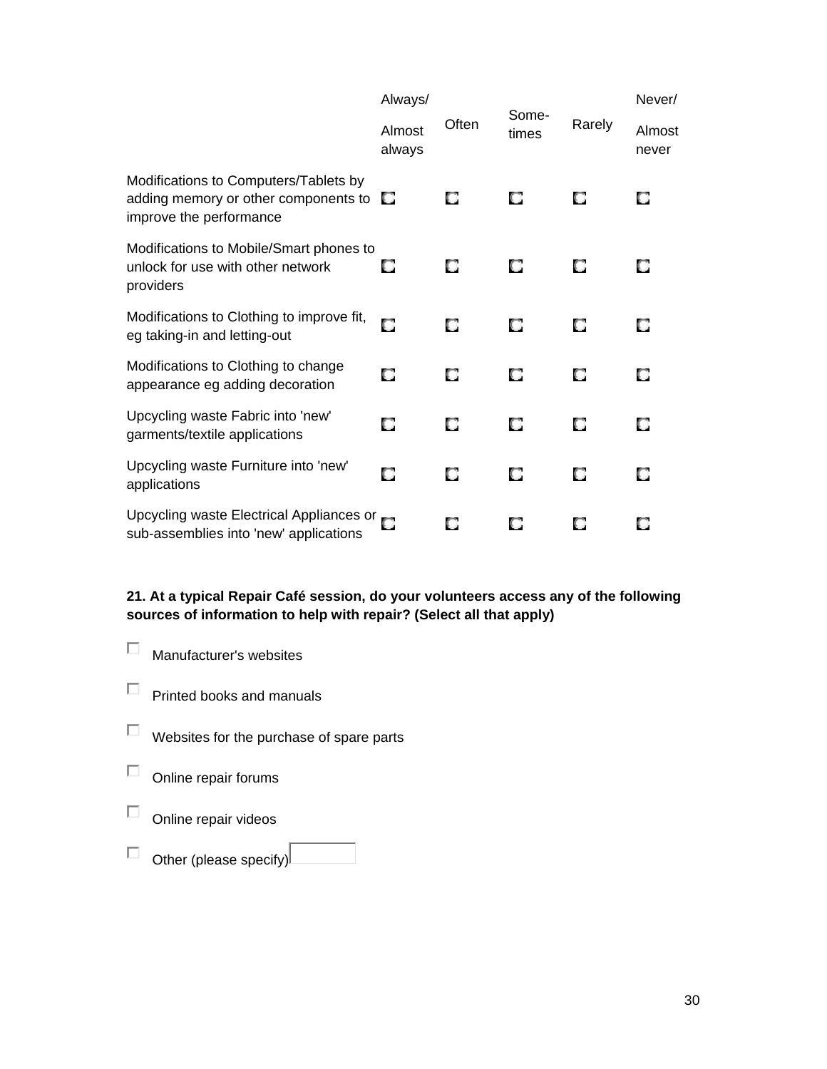| | Always/ Almost always | Often | Some-times | Rarely | Never/ Almost never |
|---|---|---|---|---|---|
| Modifications to Computers/Tablets by adding memory or other components to improve the performance | ◻ | ◻ | ◻ | ◻ | ◻ |
| Modifications to Mobile/Smart phones to unlock for use with other network providers | ◻ | ◻ | ◻ | ◻ | ◻ |
| Modifications to Clothing to improve fit, eg taking-in and letting-out | ◻ | ◻ | ◻ | ◻ | ◻ |
| Modifications to Clothing to change appearance eg adding decoration | ◻ | ◻ | ◻ | ◻ | ◻ |
| Upcycling waste Fabric into 'new' garments/textile applications | ◻ | ◻ | ◻ | ◻ | ◻ |
| Upcycling waste Furniture into 'new' applications | ◻ | ◻ | ◻ | ◻ | ◻ |
| Upcycling waste Electrical Appliances or sub-assemblies into 'new' applications | ◻ | ◻ | ◻ | ◻ | ◻ |

**21. At a typical Repair Café session, do your volunteers access any of the following sources of information to help with repair? (Select all that apply)**

- ☐ Manufacturer's websites
- ☐ Printed books and manuals
- ☐ Websites for the purchase of spare parts
- ☐ Online repair forums
- ☐ Online repair videos
- ☐ Other (please specify) ________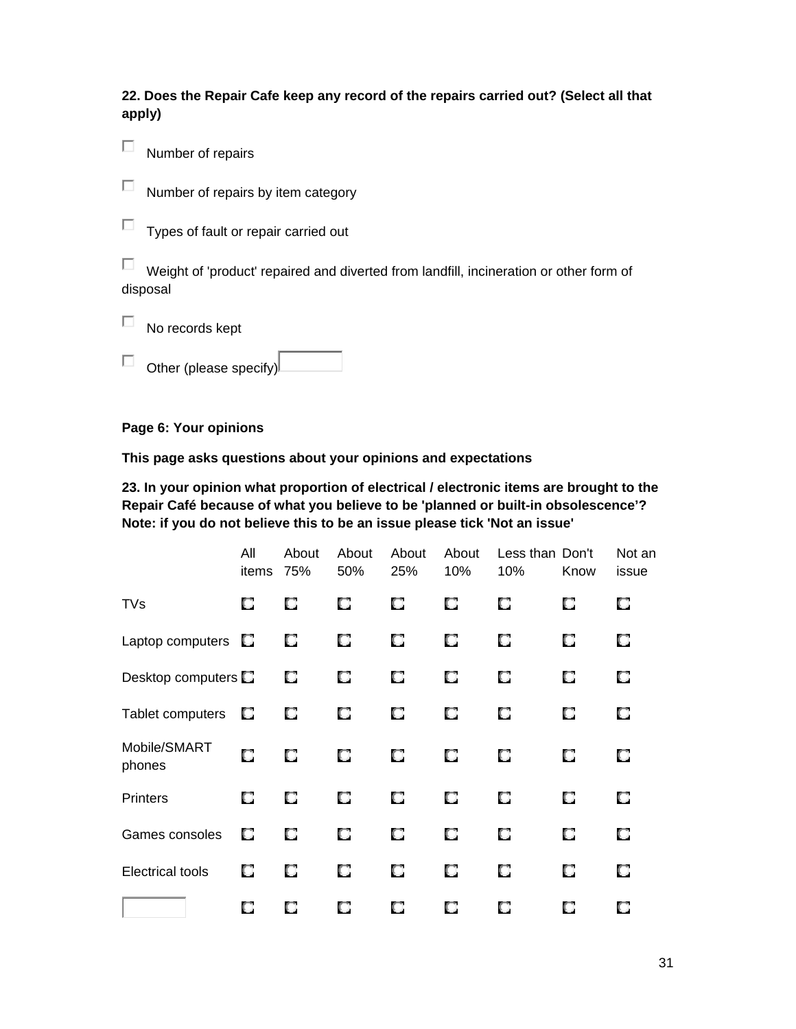**22. Does the Repair Cafe keep any record of the repairs carried out? (Select all that apply)**

- ☐ Number of repairs
- ☐ Number of repairs by item category
- ☐ Types of fault or repair carried out
- ☐ Weight of 'product' repaired and diverted from landfill, incineration or other form of disposal
- ☐ No records kept
- ☐ Other (please specify) \_\_\_\_\_\_

**Page 6: Your opinions**

**This page asks questions about your opinions and expectations**

**23. In your opinion what proportion of electrical / electronic items are brought to the Repair Café because of what you believe to be 'planned or built-in obsolescence'? Note: if you do not believe this to be an issue please tick 'Not an issue'**

| | All items | About 75% | About 50% | About 25% | About 10% | Less than 10% | Don't Know | Not an issue |
|---|---|---|---|---|---|---|---|---|
| TVs | ○ | ○ | ○ | ○ | ○ | ○ | ○ | ○ |
| Laptop computers | ○ | ○ | ○ | ○ | ○ | ○ | ○ | ○ |
| Desktop computers | ○ | ○ | ○ | ○ | ○ | ○ | ○ | ○ |
| Tablet computers | ○ | ○ | ○ | ○ | ○ | ○ | ○ | ○ |
| Mobile/SMART phones | ○ | ○ | ○ | ○ | ○ | ○ | ○ | ○ |
| Printers | ○ | ○ | ○ | ○ | ○ | ○ | ○ | ○ |
| Games consoles | ○ | ○ | ○ | ○ | ○ | ○ | ○ | ○ |
| Electrical tools | ○ | ○ | ○ | ○ | ○ | ○ | ○ | ○ |
| \_\_\_\_\_\_ | ○ | ○ | ○ | ○ | ○ | ○ | ○ | ○ |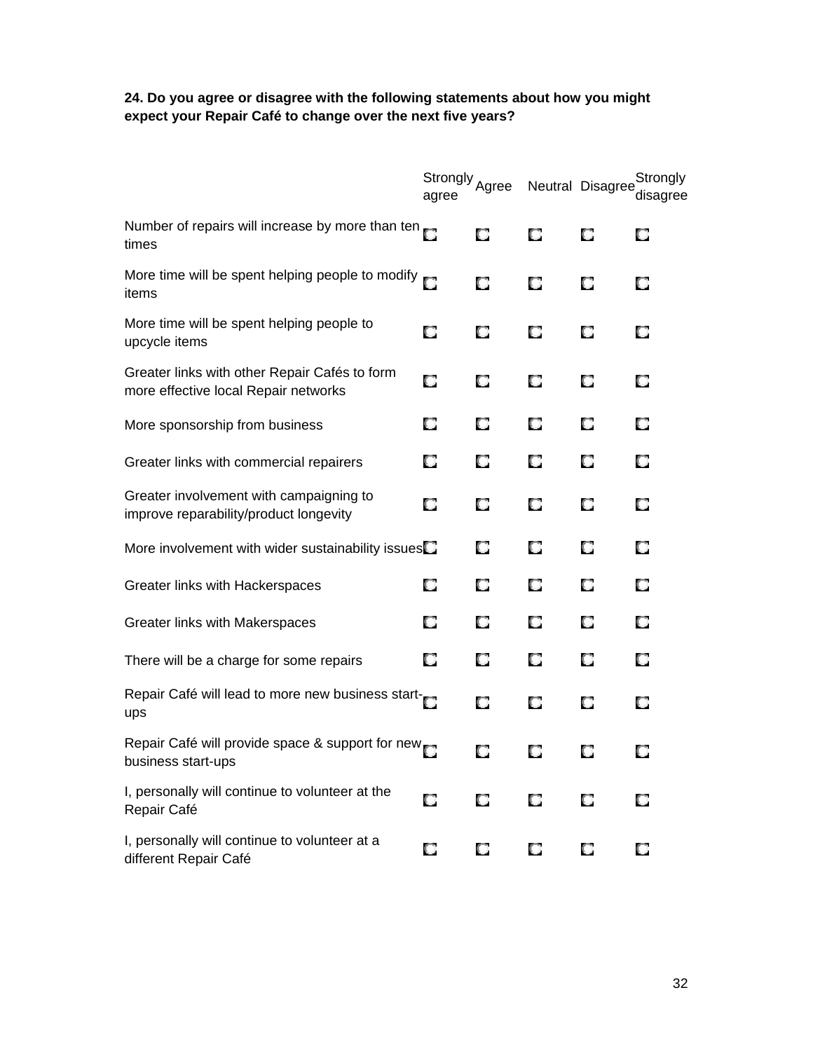**24. Do you agree or disagree with the following statements about how you might expect your Repair Café to change over the next five years?**

| | Strongly agree | Agree | Neutral | Disagree | Strongly disagree |
|---|---|---|---|---|---|
| Number of repairs will increase by more than ten times | ◻ | ◻ | ◻ | ◻ | ◻ |
| More time will be spent helping people to modify items | ◻ | ◻ | ◻ | ◻ | ◻ |
| More time will be spent helping people to upcycle items | ◻ | ◻ | ◻ | ◻ | ◻ |
| Greater links with other Repair Cafés to form more effective local Repair networks | ◻ | ◻ | ◻ | ◻ | ◻ |
| More sponsorship from business | ◻ | ◻ | ◻ | ◻ | ◻ |
| Greater links with commercial repairers | ◻ | ◻ | ◻ | ◻ | ◻ |
| Greater involvement with campaigning to improve reparability/product longevity | ◻ | ◻ | ◻ | ◻ | ◻ |
| More involvement with wider sustainability issues | ◻ | ◻ | ◻ | ◻ | ◻ |
| Greater links with Hackerspaces | ◻ | ◻ | ◻ | ◻ | ◻ |
| Greater links with Makerspaces | ◻ | ◻ | ◻ | ◻ | ◻ |
| There will be a charge for some repairs | ◻ | ◻ | ◻ | ◻ | ◻ |
| Repair Café will lead to more new business start-ups | ◻ | ◻ | ◻ | ◻ | ◻ |
| Repair Café will provide space & support for new business start-ups | ◻ | ◻ | ◻ | ◻ | ◻ |
| I, personally will continue to volunteer at the Repair Café | ◻ | ◻ | ◻ | ◻ | ◻ |
| I, personally will continue to volunteer at a different Repair Café | ◻ | ◻ | ◻ | ◻ | ◻ |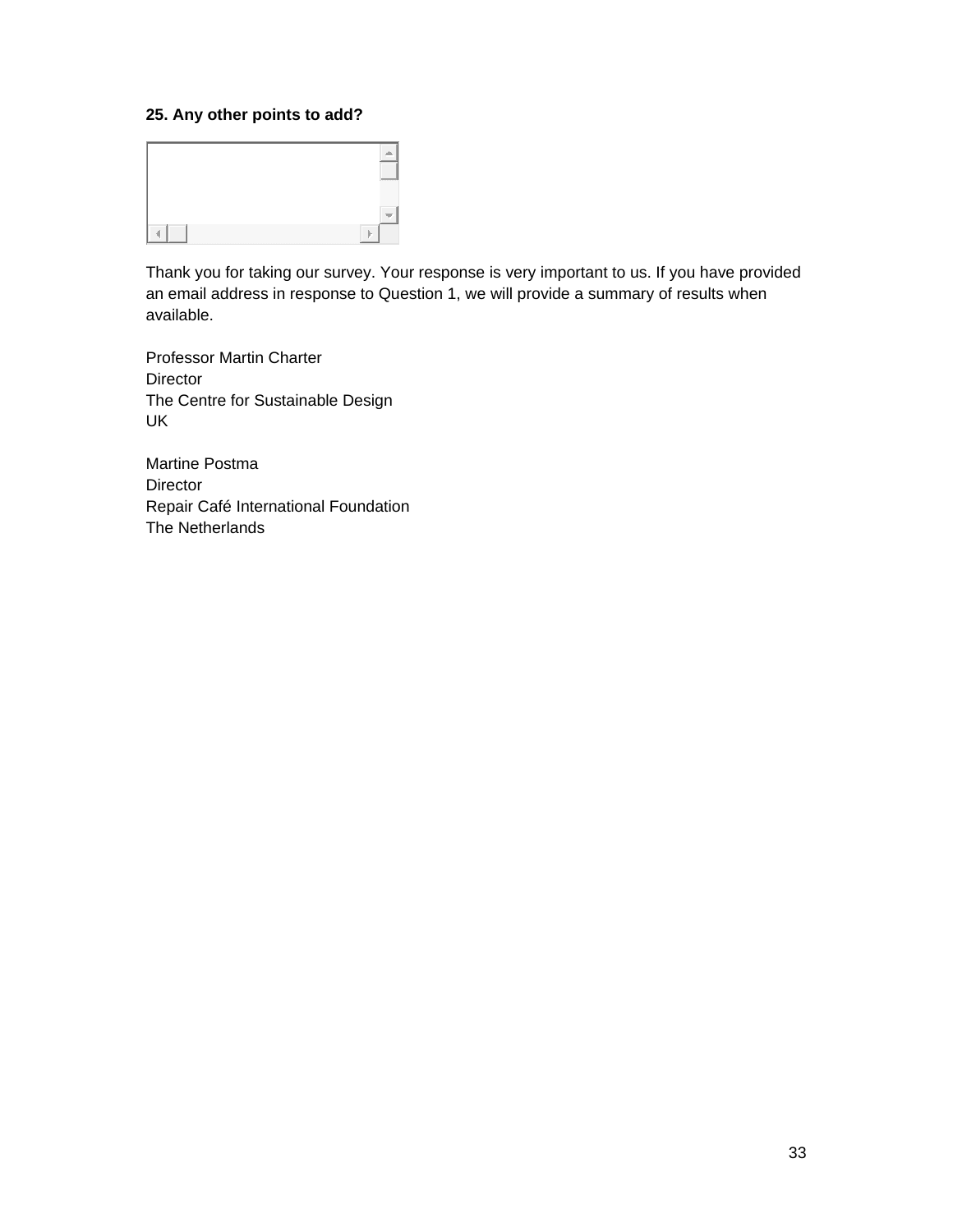**25. Any other points to add?**

Thank you for taking our survey. Your response is very important to us. If you have provided an email address in response to Question 1, we will provide a summary of results when available.

Professor Martin Charter
Director
The Centre for Sustainable Design
UK

Martine Postma
Director
Repair Café International Foundation
The Netherlands